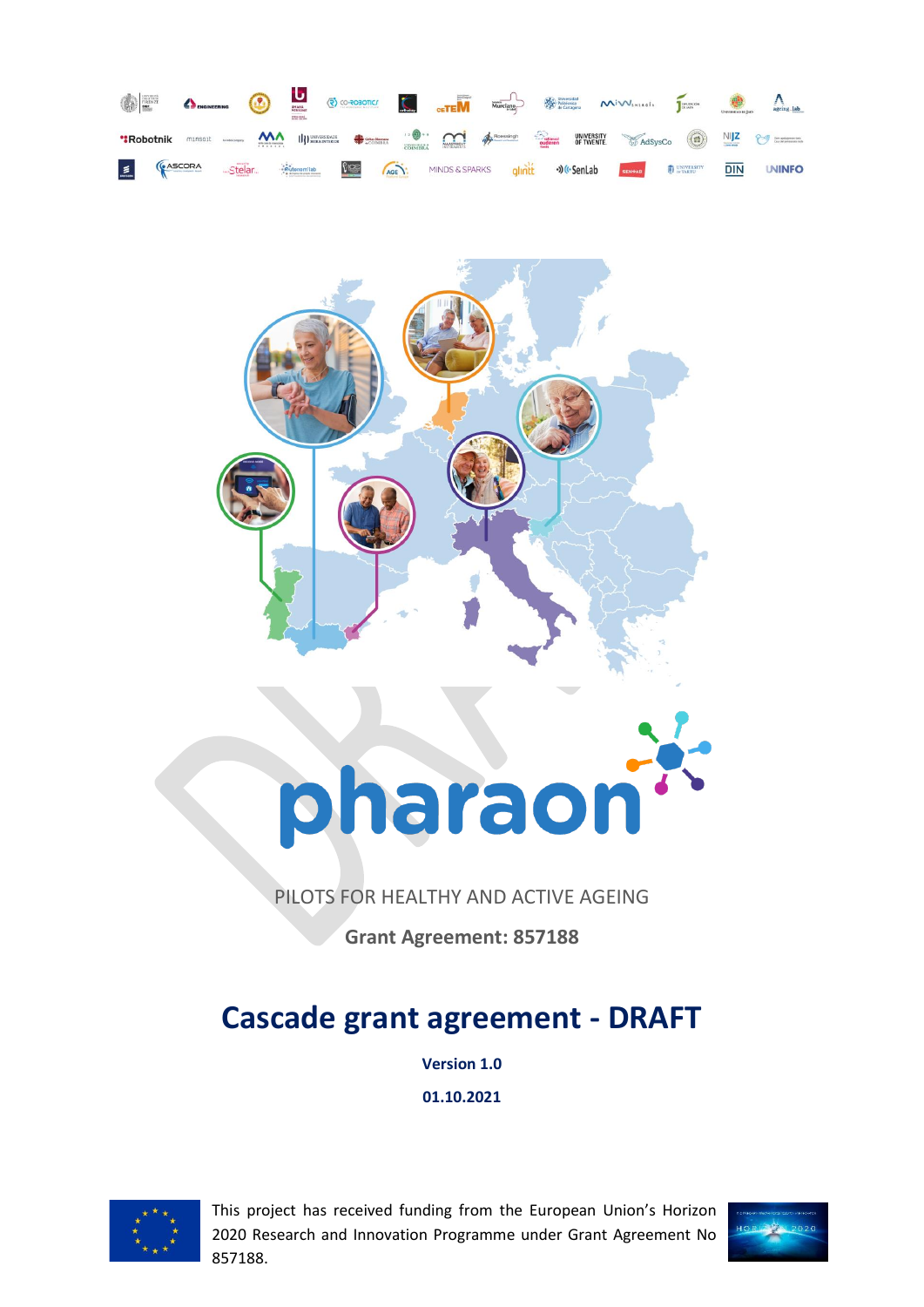pharaon

PILOTS FOR HEALTHY AND ACTIVE AGEING

**Grant Agreement: 857188**

# Cascade grant agreement - DRAFT

**Version 1.0**

**01.10.2021**

This project has received funding from the European Union's Horizon 2020 Research and Innovation Programme under Grant Agreement No 857188.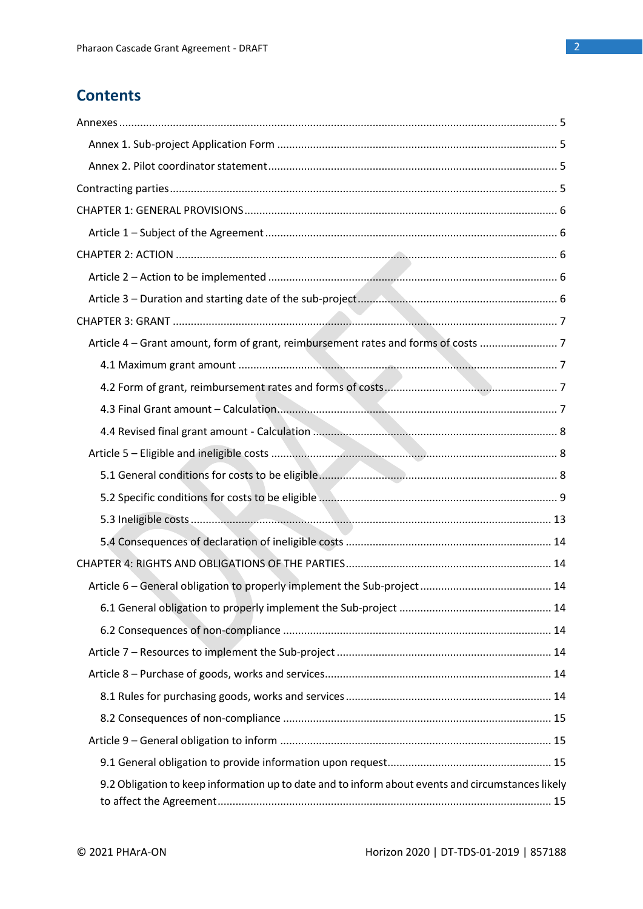# Contents

- Annexes ... 5
  - Annex 1. Sub-project Application Form ... 5
  - Annex 2. Pilot coordinator statement ... 5
- Contracting parties ... 5
- CHAPTER 1: GENERAL PROVISIONS ... 6
  - Article 1 – Subject of the Agreement ... 6
- CHAPTER 2: ACTION ... 6
  - Article 2 – Action to be implemented ... 6
  - Article 3 – Duration and starting date of the sub-project ... 6
- CHAPTER 3: GRANT ... 7
  - Article 4 – Grant amount, form of grant, reimbursement rates and forms of costs ... 7
    - 4.1 Maximum grant amount ... 7
    - 4.2 Form of grant, reimbursement rates and forms of costs ... 7
    - 4.3 Final Grant amount – Calculation ... 7
    - 4.4 Revised final grant amount - Calculation ... 8
  - Article 5 – Eligible and ineligible costs ... 8
    - 5.1 General conditions for costs to be eligible ... 8
    - 5.2 Specific conditions for costs to be eligible ... 9
    - 5.3 Ineligible costs ... 13
    - 5.4 Consequences of declaration of ineligible costs ... 14
- CHAPTER 4: RIGHTS AND OBLIGATIONS OF THE PARTIES ... 14
  - Article 6 – General obligation to properly implement the Sub-project ... 14
    - 6.1 General obligation to properly implement the Sub-project ... 14
    - 6.2 Consequences of non-compliance ... 14
  - Article 7 – Resources to implement the Sub-project ... 14
  - Article 8 – Purchase of goods, works and services ... 14
    - 8.1 Rules for purchasing goods, works and services ... 14
    - 8.2 Consequences of non-compliance ... 15
  - Article 9 – General obligation to inform ... 15
    - 9.1 General obligation to provide information upon request ... 15
    - 9.2 Obligation to keep information up to date and to inform about events and circumstances likely to affect the Agreement ... 15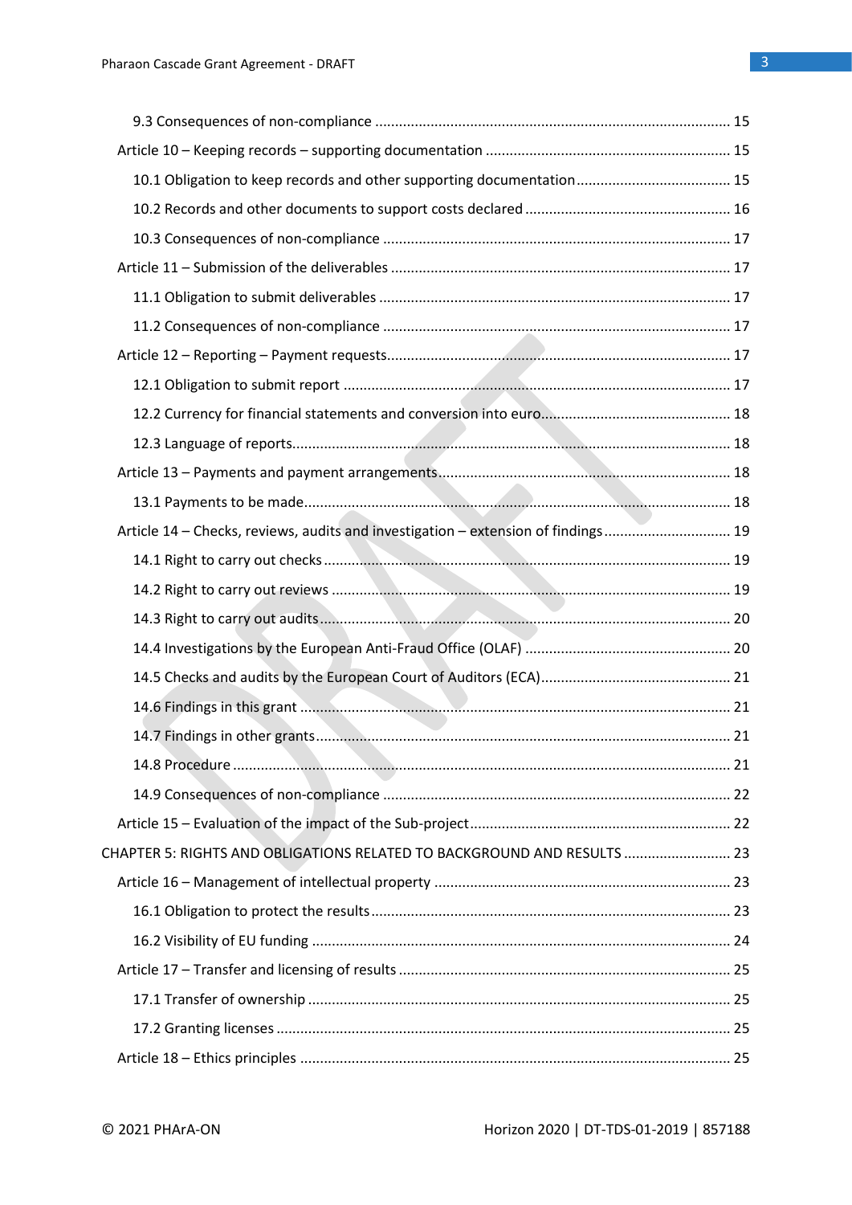9.3 Consequences of non-compliance ........................................................................................ 15

Article 10 – Keeping records – supporting documentation ............................................................. 15

10.1 Obligation to keep records and other supporting documentation....................................... 15

10.2 Records and other documents to support costs declared ................................................... 16

10.3 Consequences of non-compliance ...................................................................................... 17

Article 11 – Submission of the deliverables .................................................................................... 17

11.1 Obligation to submit deliverables ....................................................................................... 17

11.2 Consequences of non-compliance ...................................................................................... 17

Article 12 – Reporting – Payment requests..................................................................................... 17

12.1 Obligation to submit report ................................................................................................ 17

12.2 Currency for financial statements and conversion into euro............................................... 18

12.3 Language of reports............................................................................................................. 18

Article 13 – Payments and payment arrangements......................................................................... 18

13.1 Payments to be made.......................................................................................................... 18

Article 14 – Checks, reviews, audits and investigation – extension of findings ............................... 19

14.1 Right to carry out checks ..................................................................................................... 19

14.2 Right to carry out reviews ................................................................................................... 19

14.3 Right to carry out audits...................................................................................................... 20

14.4 Investigations by the European Anti-Fraud Office (OLAF) .................................................... 20

14.5 Checks and audits by the European Court of Auditors (ECA)............................................... 21

14.6 Findings in this grant ........................................................................................................... 21

14.7 Findings in other grants....................................................................................................... 21

14.8 Procedure ............................................................................................................................ 21

14.9 Consequences of non-compliance ...................................................................................... 22

Article 15 – Evaluation of the impact of the Sub-project................................................................. 22

CHAPTER 5: RIGHTS AND OBLIGATIONS RELATED TO BACKGROUND AND RESULTS ........................... 23

Article 16 – Management of intellectual property .......................................................................... 23

16.1 Obligation to protect the results......................................................................................... 23

16.2 Visibility of EU funding ........................................................................................................ 24

Article 17 – Transfer and licensing of results ................................................................................... 25

17.1 Transfer of ownership ......................................................................................................... 25

17.2 Granting licenses ................................................................................................................. 25

Article 18 – Ethics principles .......................................................................................................... 25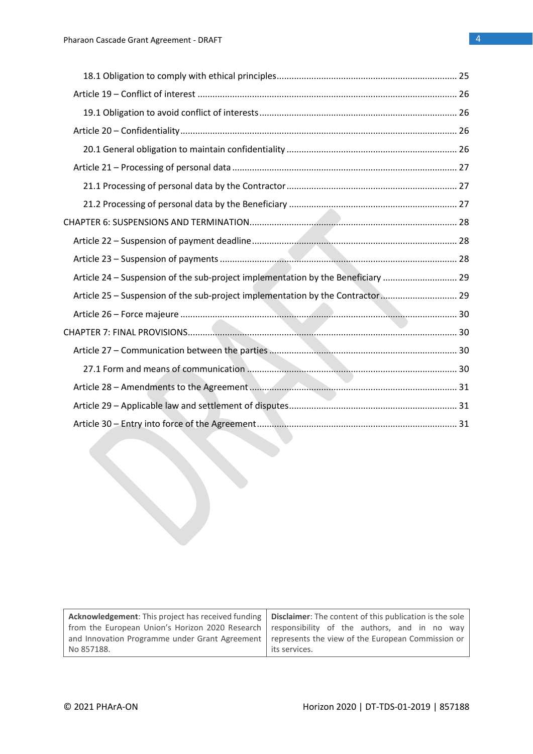18.1 Obligation to comply with ethical principles ........................................................................ 25

Article 19 – Conflict of interest ........................................................................................................ 26

19.1 Obligation to avoid conflict of interests ............................................................................... 26

Article 20 – Confidentiality ............................................................................................................... 26

20.1 General obligation to maintain confidentiality .................................................................... 26

Article 21 – Processing of personal data .......................................................................................... 27

21.1 Processing of personal data by the Contractor .................................................................... 27

21.2 Processing of personal data by the Beneficiary ................................................................... 27

CHAPTER 6: SUSPENSIONS AND TERMINATION ................................................................................... 28

Article 22 – Suspension of payment deadline .................................................................................. 28

Article 23 – Suspension of payments ............................................................................................... 28

Article 24 – Suspension of the sub-project implementation by the Beneficiary ............................. 29

Article 25 – Suspension of the sub-project implementation by the Contractor .............................. 29

Article 26 – Force majeure ............................................................................................................... 30

CHAPTER 7: FINAL PROVISIONS ............................................................................................................ 30

Article 27 – Communication between the parties ........................................................................... 30

27.1 Form and means of communication .................................................................................... 30

Article 28 – Amendments to the Agreement ................................................................................... 31

Article 29 – Applicable law and settlement of disputes .................................................................... 31

Article 30 – Entry into force of the Agreement ................................................................................ 31

| **Acknowledgement**: This project has received funding from the European Union's Horizon 2020 Research and Innovation Programme under Grant Agreement No 857188. | **Disclaimer**: The content of this publication is the sole responsibility of the authors, and in no way represents the view of the European Commission or its services. |
|---|---|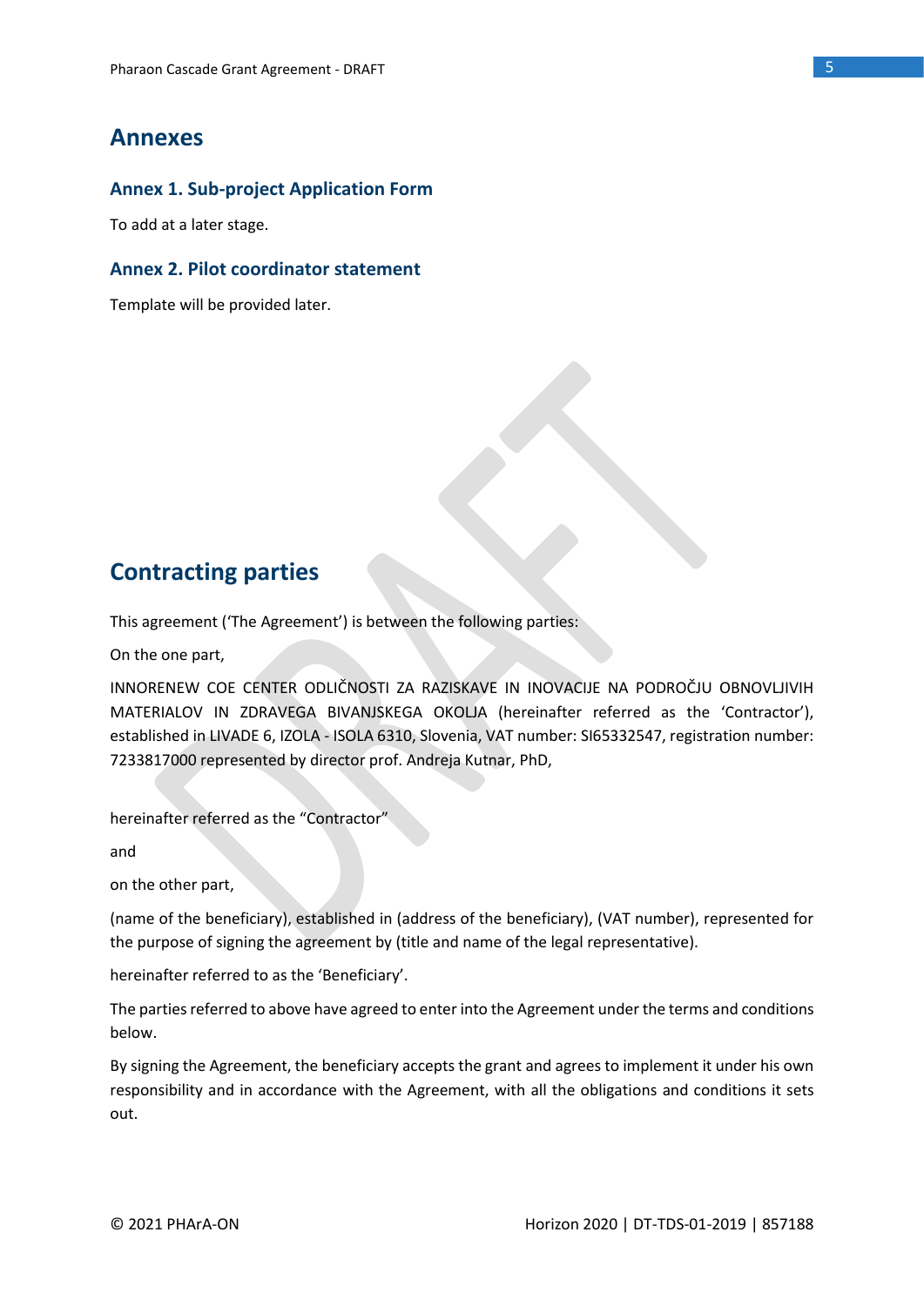# Annexes

## Annex 1. Sub-project Application Form

To add at a later stage.

## Annex 2. Pilot coordinator statement

Template will be provided later.

# Contracting parties

This agreement ('The Agreement') is between the following parties:

On the one part,

INNORENEW COE CENTER ODLIČNOSTI ZA RAZISKAVE IN INOVACIJE NA PODROČJU OBNOVLJIVIH MATERIALOV IN ZDRAVEGA BIVANJSKEGA OKOLJA (hereinafter referred as the 'Contractor'), established in LIVADE 6, IZOLA - ISOLA 6310, Slovenia, VAT number: SI65332547, registration number: 7233817000 represented by director prof. Andreja Kutnar, PhD,

hereinafter referred as the "Contractor"

and

on the other part,

(name of the beneficiary), established in (address of the beneficiary), (VAT number), represented for the purpose of signing the agreement by (title and name of the legal representative).

hereinafter referred to as the 'Beneficiary'.

The parties referred to above have agreed to enter into the Agreement under the terms and conditions below.

By signing the Agreement, the beneficiary accepts the grant and agrees to implement it under his own responsibility and in accordance with the Agreement, with all the obligations and conditions it sets out.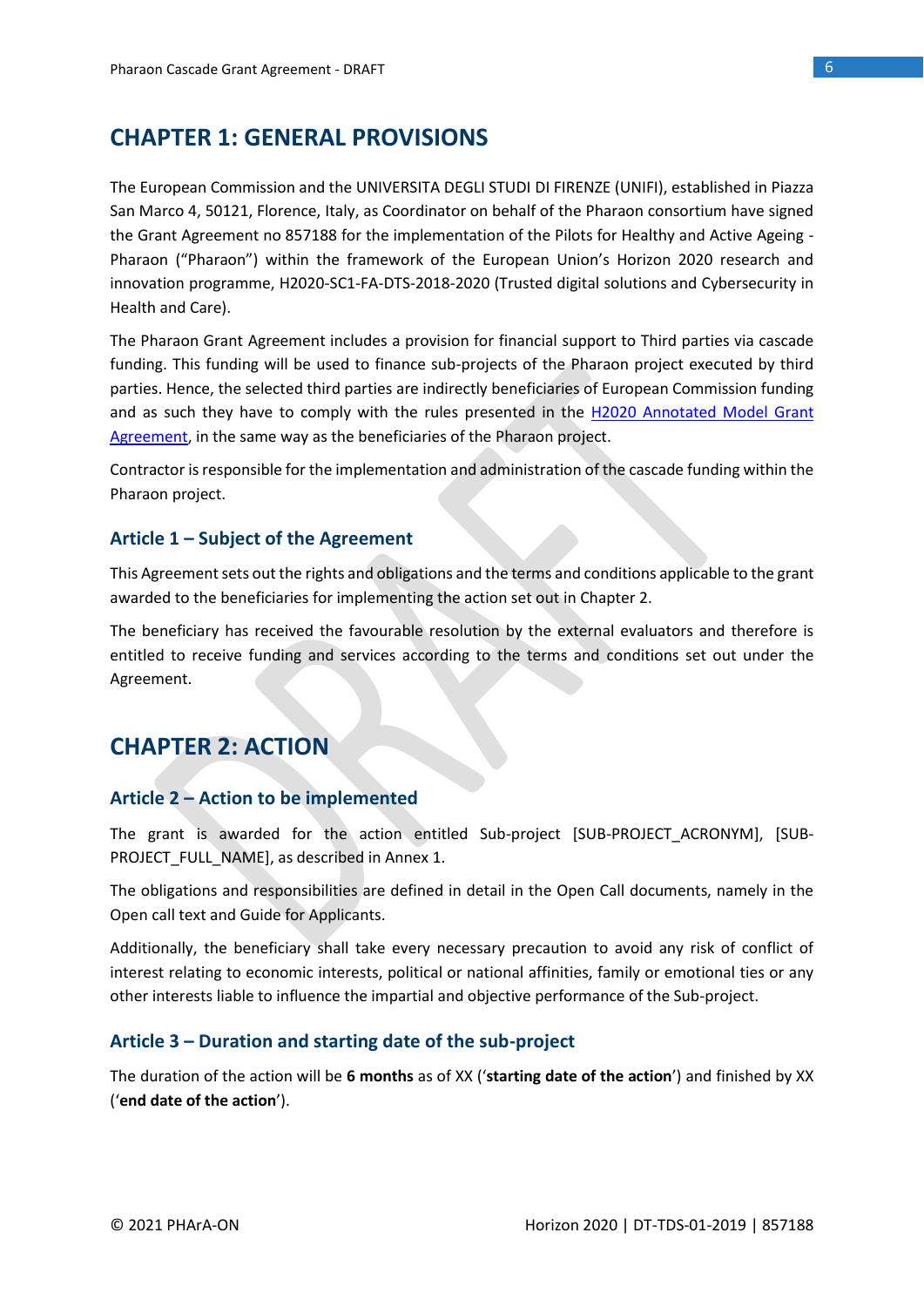# CHAPTER 1: GENERAL PROVISIONS

The European Commission and the UNIVERSITA DEGLI STUDI DI FIRENZE (UNIFI), established in Piazza San Marco 4, 50121, Florence, Italy, as Coordinator on behalf of the Pharaon consortium have signed the Grant Agreement no 857188 for the implementation of the Pilots for Healthy and Active Ageing - Pharaon ("Pharaon") within the framework of the European Union's Horizon 2020 research and innovation programme, H2020-SC1-FA-DTS-2018-2020 (Trusted digital solutions and Cybersecurity in Health and Care).

The Pharaon Grant Agreement includes a provision for financial support to Third parties via cascade funding. This funding will be used to finance sub-projects of the Pharaon project executed by third parties. Hence, the selected third parties are indirectly beneficiaries of European Commission funding and as such they have to comply with the rules presented in the H2020 Annotated Model Grant Agreement, in the same way as the beneficiaries of the Pharaon project.

Contractor is responsible for the implementation and administration of the cascade funding within the Pharaon project.

## Article 1 – Subject of the Agreement

This Agreement sets out the rights and obligations and the terms and conditions applicable to the grant awarded to the beneficiaries for implementing the action set out in Chapter 2.

The beneficiary has received the favourable resolution by the external evaluators and therefore is entitled to receive funding and services according to the terms and conditions set out under the Agreement.

# CHAPTER 2: ACTION

## Article 2 – Action to be implemented

The grant is awarded for the action entitled Sub-project [SUB-PROJECT_ACRONYM], [SUB-PROJECT_FULL_NAME], as described in Annex 1.

The obligations and responsibilities are defined in detail in the Open Call documents, namely in the Open call text and Guide for Applicants.

Additionally, the beneficiary shall take every necessary precaution to avoid any risk of conflict of interest relating to economic interests, political or national affinities, family or emotional ties or any other interests liable to influence the impartial and objective performance of the Sub-project.

## Article 3 – Duration and starting date of the sub-project

The duration of the action will be **6 months** as of XX ('**starting date of the action**') and finished by XX ('**end date of the action**').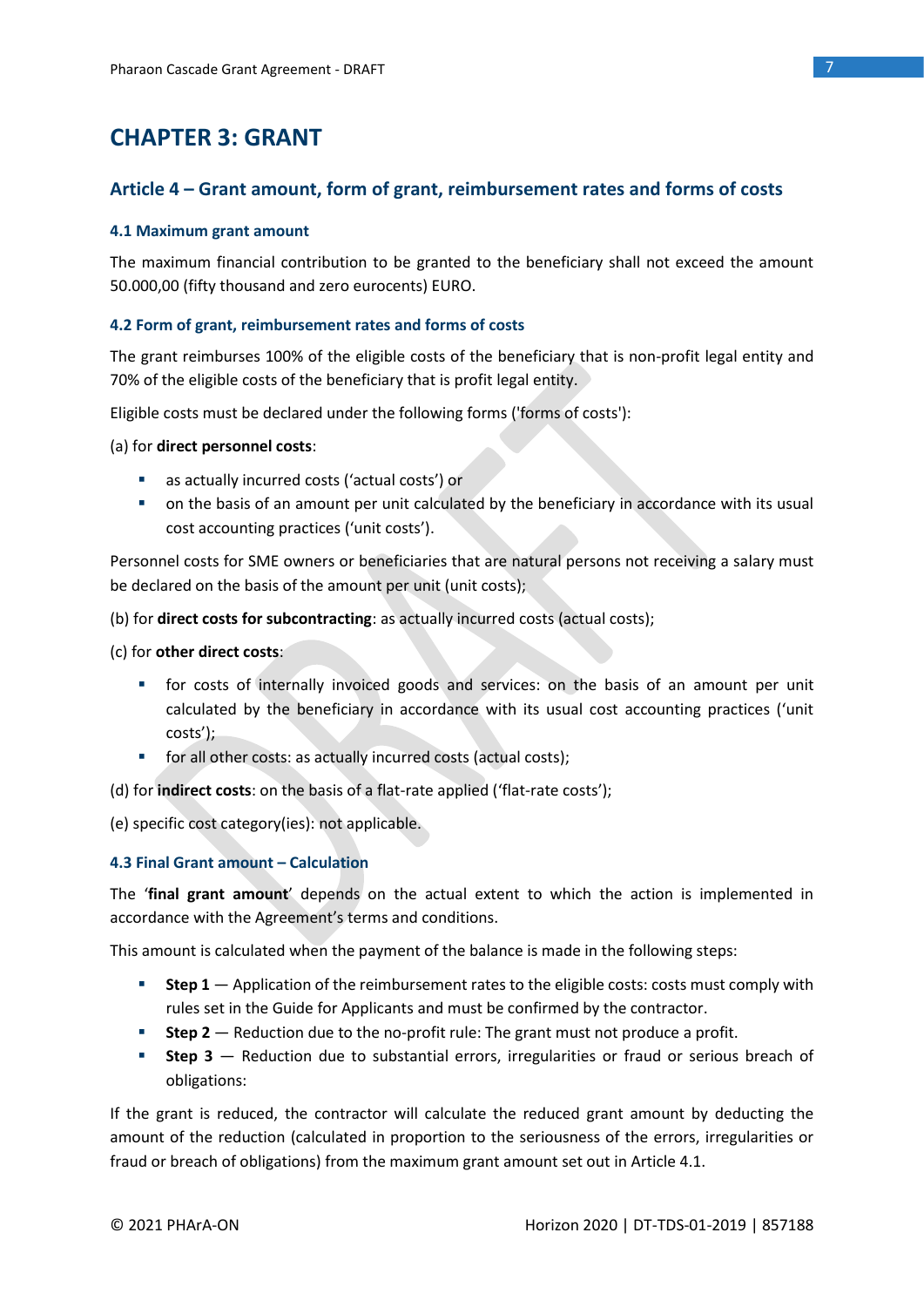# CHAPTER 3: GRANT

## Article 4 – Grant amount, form of grant, reimbursement rates and forms of costs

### 4.1 Maximum grant amount

The maximum financial contribution to be granted to the beneficiary shall not exceed the amount 50.000,00 (fifty thousand and zero eurocents) EURO.

### 4.2 Form of grant, reimbursement rates and forms of costs

The grant reimburses 100% of the eligible costs of the beneficiary that is non-profit legal entity and 70% of the eligible costs of the beneficiary that is profit legal entity.

Eligible costs must be declared under the following forms ('forms of costs'):

(a) for **direct personnel costs**:

- as actually incurred costs ('actual costs') or
- on the basis of an amount per unit calculated by the beneficiary in accordance with its usual cost accounting practices ('unit costs').

Personnel costs for SME owners or beneficiaries that are natural persons not receiving a salary must be declared on the basis of the amount per unit (unit costs);

(b) for **direct costs for subcontracting**: as actually incurred costs (actual costs);

(c) for **other direct costs**:

- for costs of internally invoiced goods and services: on the basis of an amount per unit calculated by the beneficiary in accordance with its usual cost accounting practices ('unit costs');
- for all other costs: as actually incurred costs (actual costs);

(d) for **indirect costs**: on the basis of a flat-rate applied ('flat-rate costs');

(e) specific cost category(ies): not applicable.

### 4.3 Final Grant amount – Calculation

The '**final grant amount**' depends on the actual extent to which the action is implemented in accordance with the Agreement's terms and conditions.

This amount is calculated when the payment of the balance is made in the following steps:

- **Step 1** — Application of the reimbursement rates to the eligible costs: costs must comply with rules set in the Guide for Applicants and must be confirmed by the contractor.
- **Step 2** — Reduction due to the no-profit rule: The grant must not produce a profit.
- **Step 3** — Reduction due to substantial errors, irregularities or fraud or serious breach of obligations:

If the grant is reduced, the contractor will calculate the reduced grant amount by deducting the amount of the reduction (calculated in proportion to the seriousness of the errors, irregularities or fraud or breach of obligations) from the maximum grant amount set out in Article 4.1.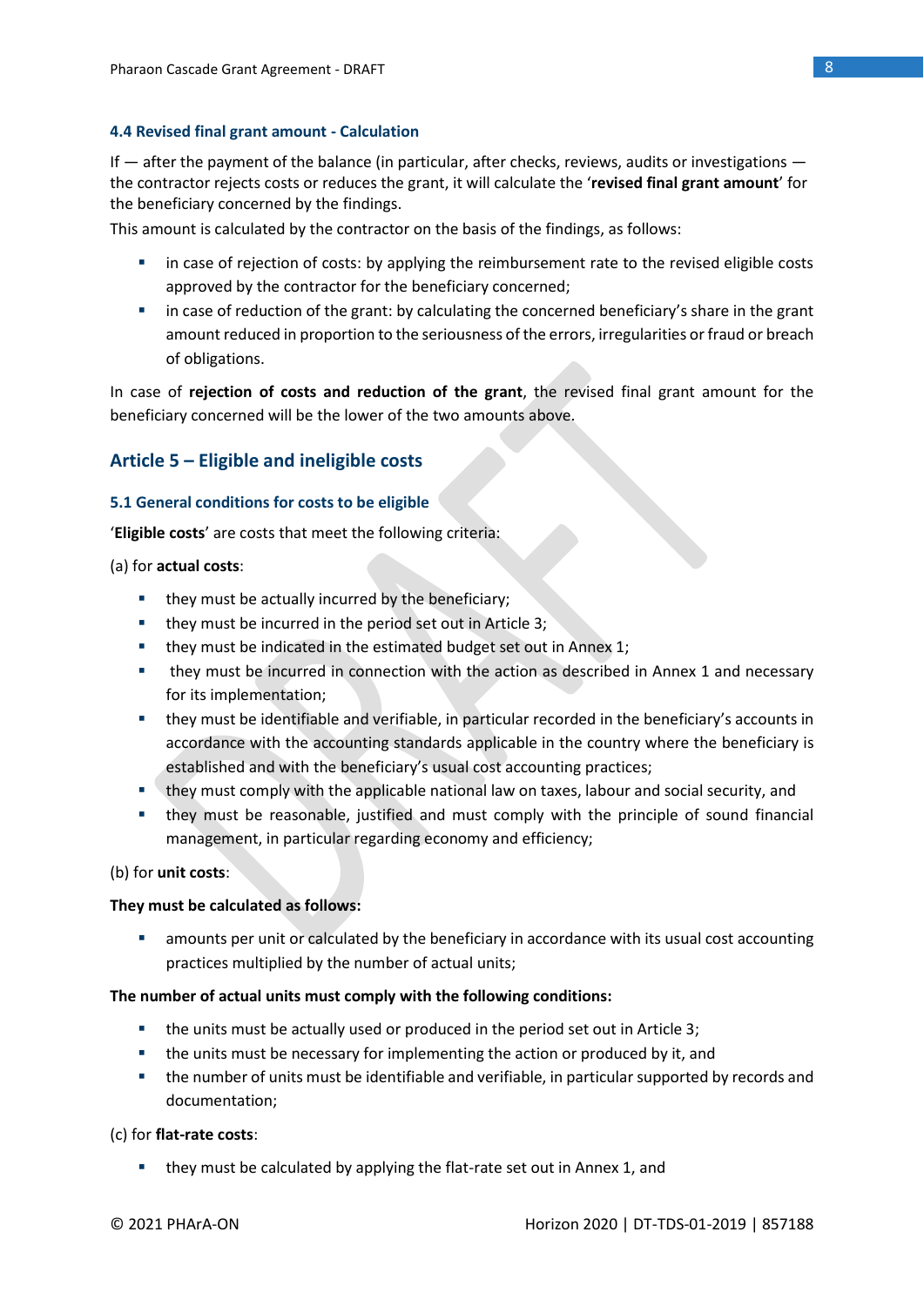#### 4.4 Revised final grant amount - Calculation

If — after the payment of the balance (in particular, after checks, reviews, audits or investigations — the contractor rejects costs or reduces the grant, it will calculate the '**revised final grant amount**' for the beneficiary concerned by the findings.

This amount is calculated by the contractor on the basis of the findings, as follows:

- in case of rejection of costs: by applying the reimbursement rate to the revised eligible costs approved by the contractor for the beneficiary concerned;
- in case of reduction of the grant: by calculating the concerned beneficiary's share in the grant amount reduced in proportion to the seriousness of the errors, irregularities or fraud or breach of obligations.

In case of **rejection of costs and reduction of the grant**, the revised final grant amount for the beneficiary concerned will be the lower of the two amounts above.

## Article 5 – Eligible and ineligible costs

#### 5.1 General conditions for costs to be eligible

'**Eligible costs**' are costs that meet the following criteria:

(a) for **actual costs**:

- they must be actually incurred by the beneficiary;
- they must be incurred in the period set out in Article 3;
- they must be indicated in the estimated budget set out in Annex 1;
- they must be incurred in connection with the action as described in Annex 1 and necessary for its implementation;
- they must be identifiable and verifiable, in particular recorded in the beneficiary's accounts in accordance with the accounting standards applicable in the country where the beneficiary is established and with the beneficiary's usual cost accounting practices;
- they must comply with the applicable national law on taxes, labour and social security, and
- they must be reasonable, justified and must comply with the principle of sound financial management, in particular regarding economy and efficiency;

(b) for **unit costs**:

**They must be calculated as follows:**

- amounts per unit or calculated by the beneficiary in accordance with its usual cost accounting practices multiplied by the number of actual units;

**The number of actual units must comply with the following conditions:**

- the units must be actually used or produced in the period set out in Article 3;
- the units must be necessary for implementing the action or produced by it, and
- the number of units must be identifiable and verifiable, in particular supported by records and documentation;

(c) for **flat-rate costs**:

- they must be calculated by applying the flat-rate set out in Annex 1, and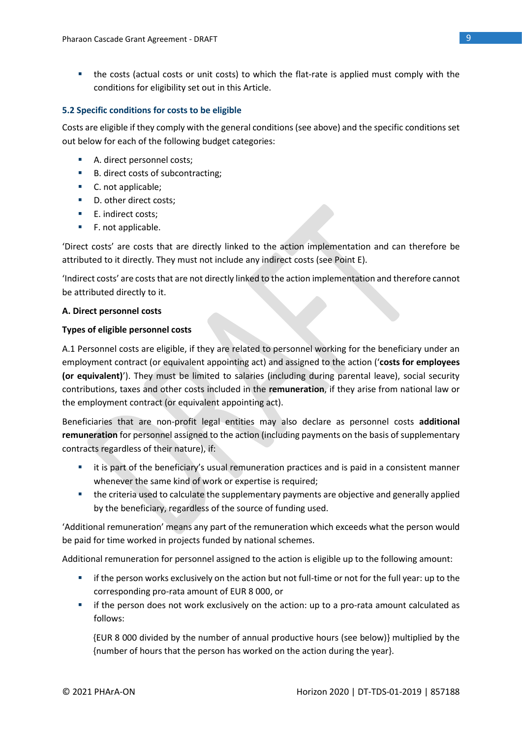- the costs (actual costs or unit costs) to which the flat-rate is applied must comply with the conditions for eligibility set out in this Article.

### 5.2 Specific conditions for costs to be eligible

Costs are eligible if they comply with the general conditions (see above) and the specific conditions set out below for each of the following budget categories:

- A. direct personnel costs;
- B. direct costs of subcontracting;
- C. not applicable;
- D. other direct costs;
- E. indirect costs;
- F. not applicable.

'Direct costs' are costs that are directly linked to the action implementation and can therefore be attributed to it directly. They must not include any indirect costs (see Point E).

'Indirect costs' are costs that are not directly linked to the action implementation and therefore cannot be attributed directly to it.

**A. Direct personnel costs**

**Types of eligible personnel costs**

A.1 Personnel costs are eligible, if they are related to personnel working for the beneficiary under an employment contract (or equivalent appointing act) and assigned to the action ('**costs for employees (or equivalent)**'). They must be limited to salaries (including during parental leave), social security contributions, taxes and other costs included in the **remuneration**, if they arise from national law or the employment contract (or equivalent appointing act).

Beneficiaries that are non-profit legal entities may also declare as personnel costs **additional remuneration** for personnel assigned to the action (including payments on the basis of supplementary contracts regardless of their nature), if:

- it is part of the beneficiary's usual remuneration practices and is paid in a consistent manner whenever the same kind of work or expertise is required;
- the criteria used to calculate the supplementary payments are objective and generally applied by the beneficiary, regardless of the source of funding used.

'Additional remuneration' means any part of the remuneration which exceeds what the person would be paid for time worked in projects funded by national schemes.

Additional remuneration for personnel assigned to the action is eligible up to the following amount:

- if the person works exclusively on the action but not full-time or not for the full year: up to the corresponding pro-rata amount of EUR 8 000, or
- if the person does not work exclusively on the action: up to a pro-rata amount calculated as follows:

  {EUR 8 000 divided by the number of annual productive hours (see below)} multiplied by the {number of hours that the person has worked on the action during the year}.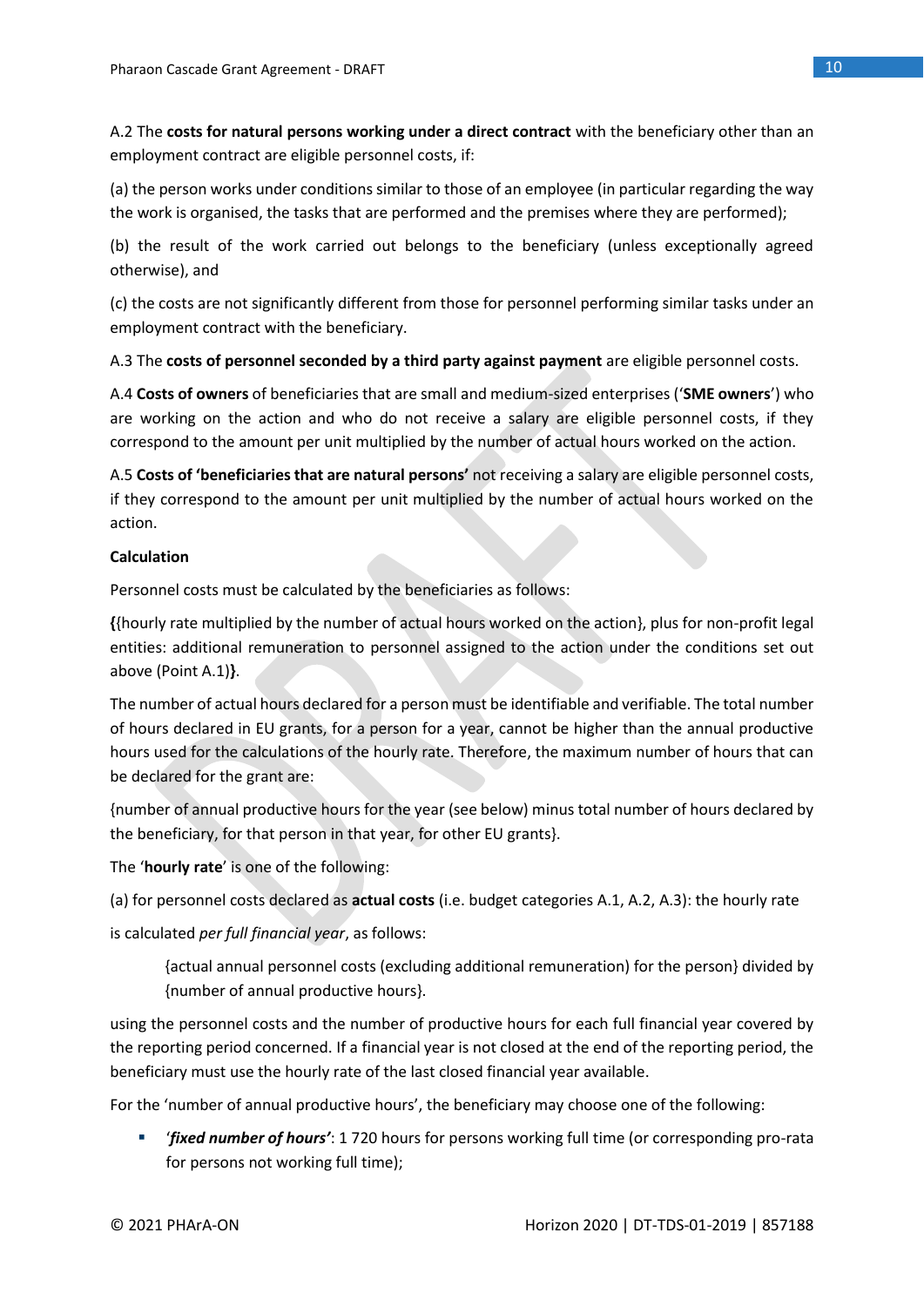A.2 The **costs for natural persons working under a direct contract** with the beneficiary other than an employment contract are eligible personnel costs, if:

(a) the person works under conditions similar to those of an employee (in particular regarding the way the work is organised, the tasks that are performed and the premises where they are performed);

(b) the result of the work carried out belongs to the beneficiary (unless exceptionally agreed otherwise), and

(c) the costs are not significantly different from those for personnel performing similar tasks under an employment contract with the beneficiary.

A.3 The **costs of personnel seconded by a third party against payment** are eligible personnel costs.

A.4 **Costs of owners** of beneficiaries that are small and medium-sized enterprises ('**SME owners**') who are working on the action and who do not receive a salary are eligible personnel costs, if they correspond to the amount per unit multiplied by the number of actual hours worked on the action.

A.5 **Costs of 'beneficiaries that are natural persons'** not receiving a salary are eligible personnel costs, if they correspond to the amount per unit multiplied by the number of actual hours worked on the action.

**Calculation**

Personnel costs must be calculated by the beneficiaries as follows:

**{**{hourly rate multiplied by the number of actual hours worked on the action}, plus for non-profit legal entities: additional remuneration to personnel assigned to the action under the conditions set out above (Point A.1)**}**.

The number of actual hours declared for a person must be identifiable and verifiable. The total number of hours declared in EU grants, for a person for a year, cannot be higher than the annual productive hours used for the calculations of the hourly rate. Therefore, the maximum number of hours that can be declared for the grant are:

{number of annual productive hours for the year (see below) minus total number of hours declared by the beneficiary, for that person in that year, for other EU grants}.

The '**hourly rate**' is one of the following:

(a) for personnel costs declared as **actual costs** (i.e. budget categories A.1, A.2, A.3): the hourly rate

is calculated *per full financial year*, as follows:

> {actual annual personnel costs (excluding additional remuneration) for the person} divided by {number of annual productive hours}.

using the personnel costs and the number of productive hours for each full financial year covered by the reporting period concerned. If a financial year is not closed at the end of the reporting period, the beneficiary must use the hourly rate of the last closed financial year available.

For the 'number of annual productive hours', the beneficiary may choose one of the following:

- '***fixed number of hours***': 1 720 hours for persons working full time (or corresponding pro-rata for persons not working full time);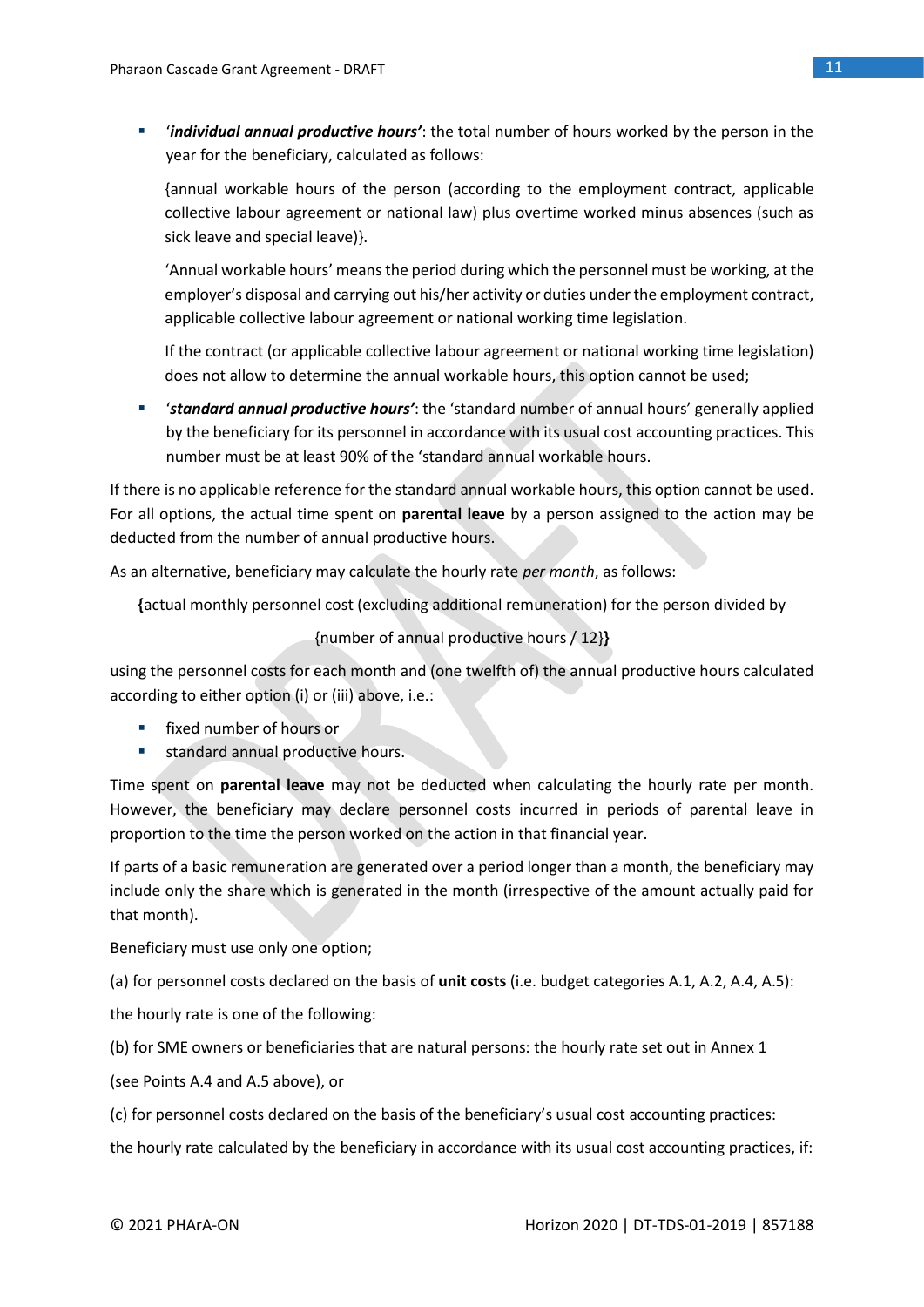- '***individual annual productive hours***': the total number of hours worked by the person in the year for the beneficiary, calculated as follows:

  {annual workable hours of the person (according to the employment contract, applicable collective labour agreement or national law) plus overtime worked minus absences (such as sick leave and special leave)}.

  'Annual workable hours' means the period during which the personnel must be working, at the employer's disposal and carrying out his/her activity or duties under the employment contract, applicable collective labour agreement or national working time legislation.

  If the contract (or applicable collective labour agreement or national working time legislation) does not allow to determine the annual workable hours, this option cannot be used;

- '***standard annual productive hours***': the 'standard number of annual hours' generally applied by the beneficiary for its personnel in accordance with its usual cost accounting practices. This number must be at least 90% of the 'standard annual workable hours.

If there is no applicable reference for the standard annual workable hours, this option cannot be used. For all options, the actual time spent on **parental leave** by a person assigned to the action may be deducted from the number of annual productive hours.

As an alternative, beneficiary may calculate the hourly rate *per month*, as follows:

**{**actual monthly personnel cost (excluding additional remuneration) for the person divided by

{number of annual productive hours / 12}**}**

using the personnel costs for each month and (one twelfth of) the annual productive hours calculated according to either option (i) or (iii) above, i.e.:

- fixed number of hours or
- standard annual productive hours.

Time spent on **parental leave** may not be deducted when calculating the hourly rate per month. However, the beneficiary may declare personnel costs incurred in periods of parental leave in proportion to the time the person worked on the action in that financial year.

If parts of a basic remuneration are generated over a period longer than a month, the beneficiary may include only the share which is generated in the month (irrespective of the amount actually paid for that month).

Beneficiary must use only one option;

(a) for personnel costs declared on the basis of **unit costs** (i.e. budget categories A.1, A.2, A.4, A.5):

the hourly rate is one of the following:

(b) for SME owners or beneficiaries that are natural persons: the hourly rate set out in Annex 1

(see Points A.4 and A.5 above), or

(c) for personnel costs declared on the basis of the beneficiary's usual cost accounting practices:

the hourly rate calculated by the beneficiary in accordance with its usual cost accounting practices, if: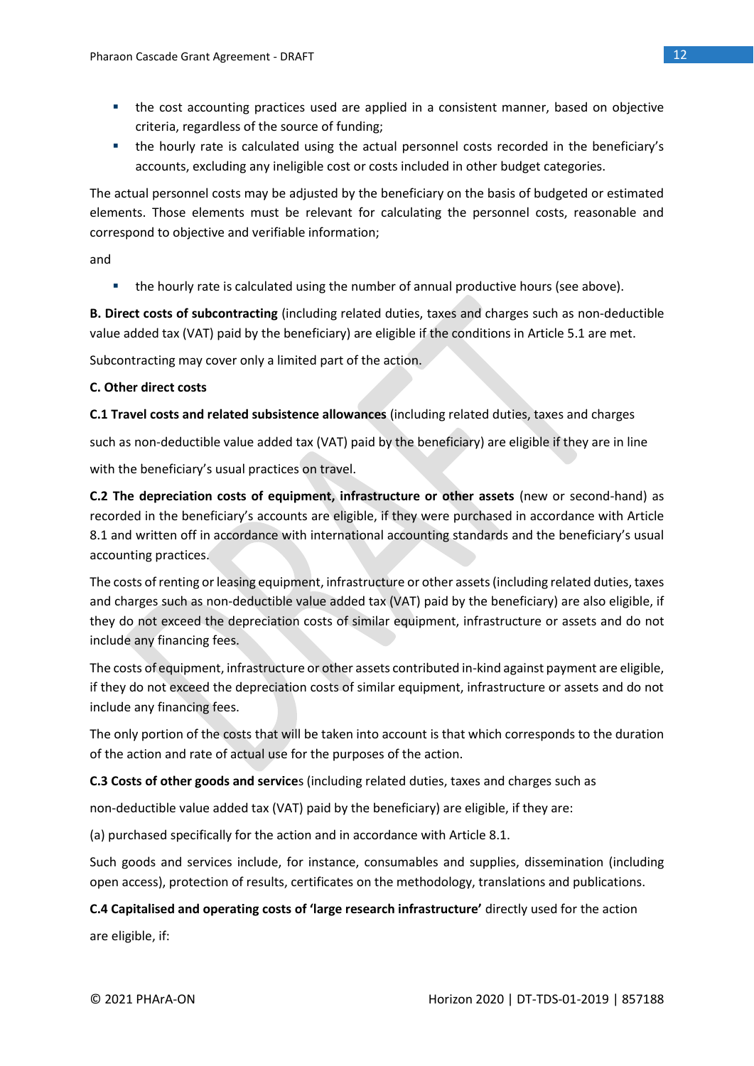- the cost accounting practices used are applied in a consistent manner, based on objective criteria, regardless of the source of funding;
- the hourly rate is calculated using the actual personnel costs recorded in the beneficiary's accounts, excluding any ineligible cost or costs included in other budget categories.

The actual personnel costs may be adjusted by the beneficiary on the basis of budgeted or estimated elements. Those elements must be relevant for calculating the personnel costs, reasonable and correspond to objective and verifiable information;

and

- the hourly rate is calculated using the number of annual productive hours (see above).

**B. Direct costs of subcontracting** (including related duties, taxes and charges such as non-deductible value added tax (VAT) paid by the beneficiary) are eligible if the conditions in Article 5.1 are met.

Subcontracting may cover only a limited part of the action.

**C. Other direct costs**

**C.1 Travel costs and related subsistence allowances** (including related duties, taxes and charges such as non-deductible value added tax (VAT) paid by the beneficiary) are eligible if they are in line with the beneficiary's usual practices on travel.

**C.2 The depreciation costs of equipment, infrastructure or other assets** (new or second-hand) as recorded in the beneficiary's accounts are eligible, if they were purchased in accordance with Article 8.1 and written off in accordance with international accounting standards and the beneficiary's usual accounting practices.

The costs of renting or leasing equipment, infrastructure or other assets (including related duties, taxes and charges such as non-deductible value added tax (VAT) paid by the beneficiary) are also eligible, if they do not exceed the depreciation costs of similar equipment, infrastructure or assets and do not include any financing fees.

The costs of equipment, infrastructure or other assets contributed in-kind against payment are eligible, if they do not exceed the depreciation costs of similar equipment, infrastructure or assets and do not include any financing fees.

The only portion of the costs that will be taken into account is that which corresponds to the duration of the action and rate of actual use for the purposes of the action.

**C.3 Costs of other goods and services** (including related duties, taxes and charges such as non-deductible value added tax (VAT) paid by the beneficiary) are eligible, if they are:

(a) purchased specifically for the action and in accordance with Article 8.1.

Such goods and services include, for instance, consumables and supplies, dissemination (including open access), protection of results, certificates on the methodology, translations and publications.

**C.4 Capitalised and operating costs of 'large research infrastructure'** directly used for the action are eligible, if: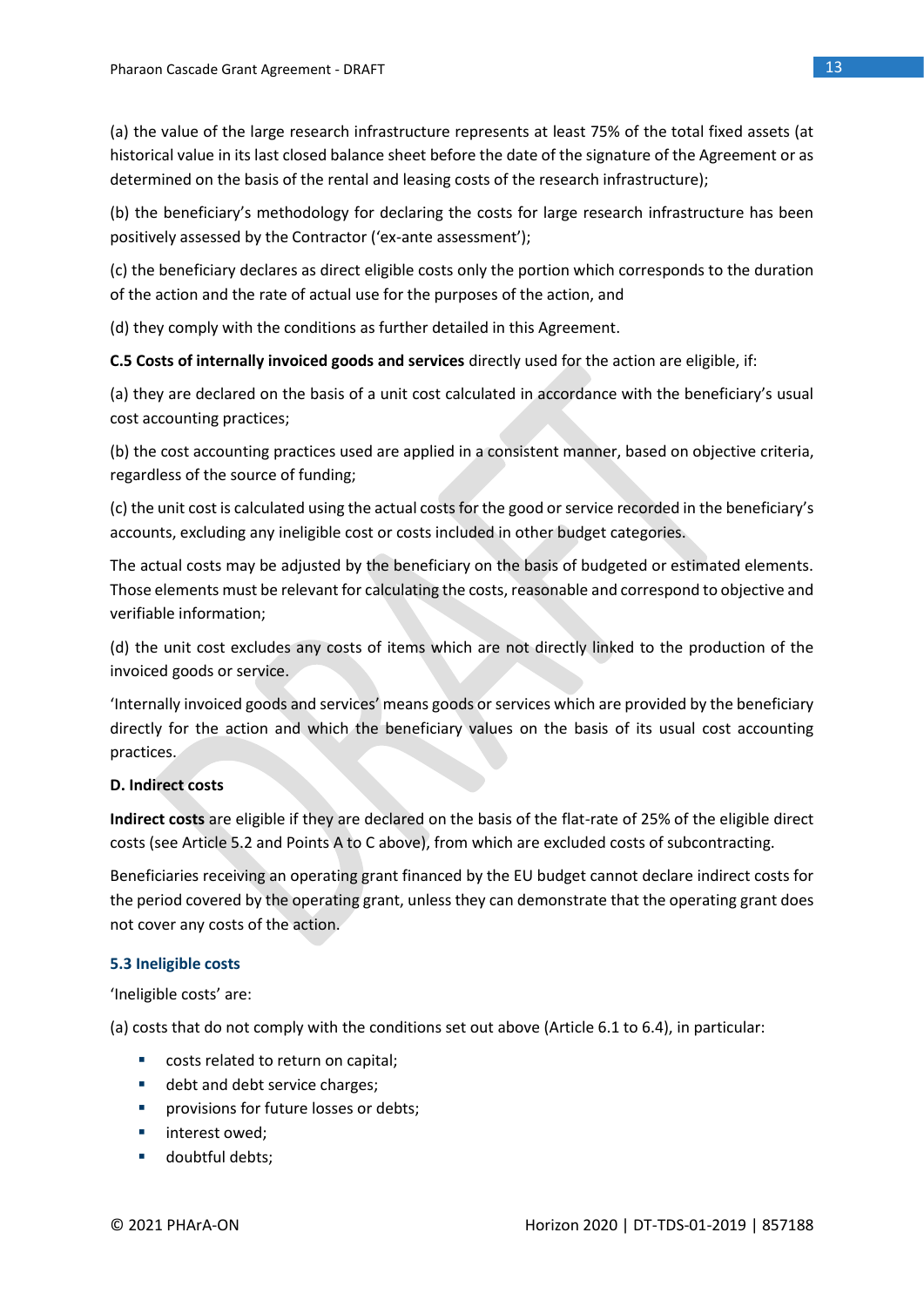(a) the value of the large research infrastructure represents at least 75% of the total fixed assets (at historical value in its last closed balance sheet before the date of the signature of the Agreement or as determined on the basis of the rental and leasing costs of the research infrastructure);

(b) the beneficiary's methodology for declaring the costs for large research infrastructure has been positively assessed by the Contractor ('ex-ante assessment');

(c) the beneficiary declares as direct eligible costs only the portion which corresponds to the duration of the action and the rate of actual use for the purposes of the action, and

(d) they comply with the conditions as further detailed in this Agreement.

**C.5 Costs of internally invoiced goods and services** directly used for the action are eligible, if:

(a) they are declared on the basis of a unit cost calculated in accordance with the beneficiary's usual cost accounting practices;

(b) the cost accounting practices used are applied in a consistent manner, based on objective criteria, regardless of the source of funding;

(c) the unit cost is calculated using the actual costs for the good or service recorded in the beneficiary's accounts, excluding any ineligible cost or costs included in other budget categories.

The actual costs may be adjusted by the beneficiary on the basis of budgeted or estimated elements. Those elements must be relevant for calculating the costs, reasonable and correspond to objective and verifiable information;

(d) the unit cost excludes any costs of items which are not directly linked to the production of the invoiced goods or service.

'Internally invoiced goods and services' means goods or services which are provided by the beneficiary directly for the action and which the beneficiary values on the basis of its usual cost accounting practices.

**D. Indirect costs**

**Indirect costs** are eligible if they are declared on the basis of the flat-rate of 25% of the eligible direct costs (see Article 5.2 and Points A to C above), from which are excluded costs of subcontracting.

Beneficiaries receiving an operating grant financed by the EU budget cannot declare indirect costs for the period covered by the operating grant, unless they can demonstrate that the operating grant does not cover any costs of the action.

### 5.3 Ineligible costs

'Ineligible costs' are:

(a) costs that do not comply with the conditions set out above (Article 6.1 to 6.4), in particular:

- costs related to return on capital;
- debt and debt service charges;
- provisions for future losses or debts;
- interest owed;
- doubtful debts;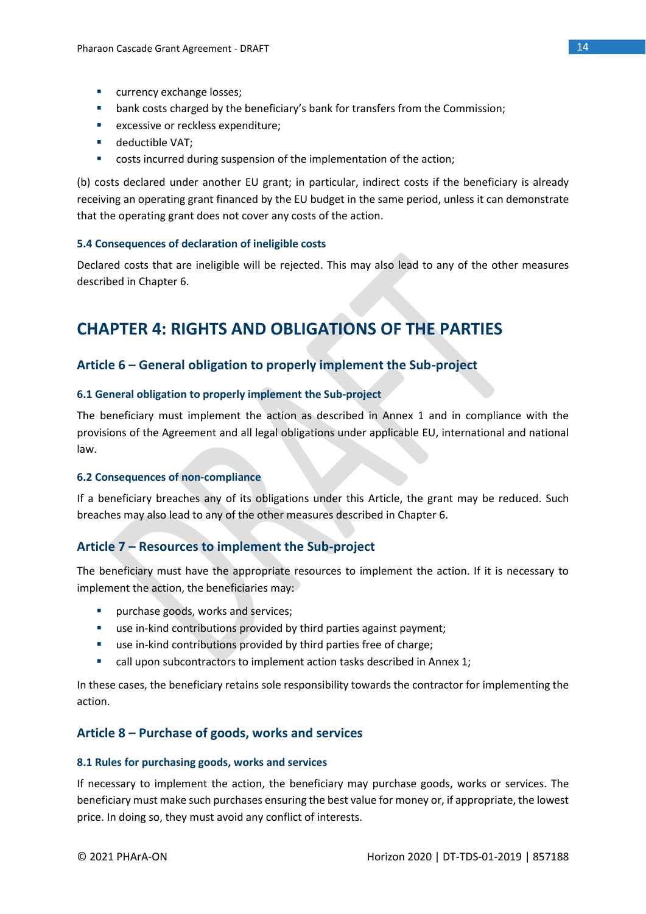- currency exchange losses;
- bank costs charged by the beneficiary's bank for transfers from the Commission;
- excessive or reckless expenditure;
- deductible VAT;
- costs incurred during suspension of the implementation of the action;

(b) costs declared under another EU grant; in particular, indirect costs if the beneficiary is already receiving an operating grant financed by the EU budget in the same period, unless it can demonstrate that the operating grant does not cover any costs of the action.

#### 5.4 Consequences of declaration of ineligible costs

Declared costs that are ineligible will be rejected. This may also lead to any of the other measures described in Chapter 6.

# CHAPTER 4: RIGHTS AND OBLIGATIONS OF THE PARTIES

## Article 6 – General obligation to properly implement the Sub-project

#### 6.1 General obligation to properly implement the Sub-project

The beneficiary must implement the action as described in Annex 1 and in compliance with the provisions of the Agreement and all legal obligations under applicable EU, international and national law.

#### 6.2 Consequences of non-compliance

If a beneficiary breaches any of its obligations under this Article, the grant may be reduced. Such breaches may also lead to any of the other measures described in Chapter 6.

## Article 7 – Resources to implement the Sub-project

The beneficiary must have the appropriate resources to implement the action. If it is necessary to implement the action, the beneficiaries may:

- purchase goods, works and services;
- use in-kind contributions provided by third parties against payment;
- use in-kind contributions provided by third parties free of charge;
- call upon subcontractors to implement action tasks described in Annex 1;

In these cases, the beneficiary retains sole responsibility towards the contractor for implementing the action.

## Article 8 – Purchase of goods, works and services

#### 8.1 Rules for purchasing goods, works and services

If necessary to implement the action, the beneficiary may purchase goods, works or services. The beneficiary must make such purchases ensuring the best value for money or, if appropriate, the lowest price. In doing so, they must avoid any conflict of interests.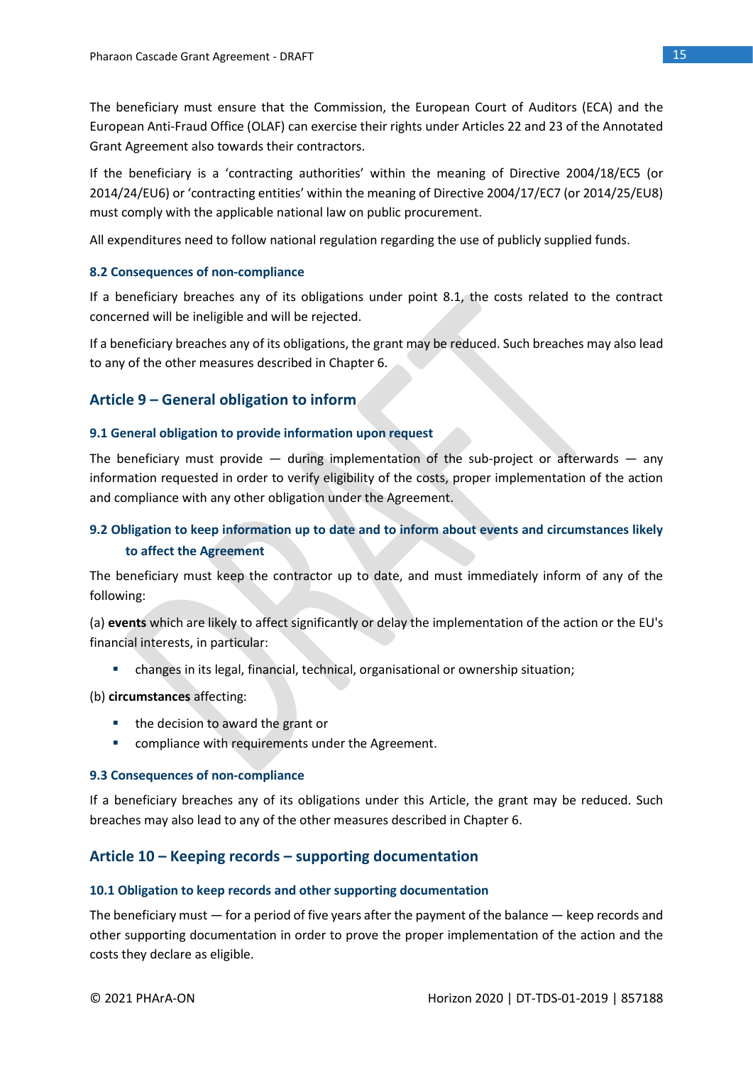The beneficiary must ensure that the Commission, the European Court of Auditors (ECA) and the European Anti-Fraud Office (OLAF) can exercise their rights under Articles 22 and 23 of the Annotated Grant Agreement also towards their contractors.

If the beneficiary is a 'contracting authorities' within the meaning of Directive 2004/18/EC5 (or 2014/24/EU6) or 'contracting entities' within the meaning of Directive 2004/17/EC7 (or 2014/25/EU8) must comply with the applicable national law on public procurement.

All expenditures need to follow national regulation regarding the use of publicly supplied funds.

### 8.2 Consequences of non-compliance

If a beneficiary breaches any of its obligations under point 8.1, the costs related to the contract concerned will be ineligible and will be rejected.

If a beneficiary breaches any of its obligations, the grant may be reduced. Such breaches may also lead to any of the other measures described in Chapter 6.

## Article 9 – General obligation to inform

### 9.1 General obligation to provide information upon request

The beneficiary must provide — during implementation of the sub-project or afterwards — any information requested in order to verify eligibility of the costs, proper implementation of the action and compliance with any other obligation under the Agreement.

### 9.2 Obligation to keep information up to date and to inform about events and circumstances likely to affect the Agreement

The beneficiary must keep the contractor up to date, and must immediately inform of any of the following:

(a) **events** which are likely to affect significantly or delay the implementation of the action or the EU's financial interests, in particular:

- changes in its legal, financial, technical, organisational or ownership situation;

(b) **circumstances** affecting:

- the decision to award the grant or
- compliance with requirements under the Agreement.

### 9.3 Consequences of non-compliance

If a beneficiary breaches any of its obligations under this Article, the grant may be reduced. Such breaches may also lead to any of the other measures described in Chapter 6.

## Article 10 – Keeping records – supporting documentation

### 10.1 Obligation to keep records and other supporting documentation

The beneficiary must — for a period of five years after the payment of the balance — keep records and other supporting documentation in order to prove the proper implementation of the action and the costs they declare as eligible.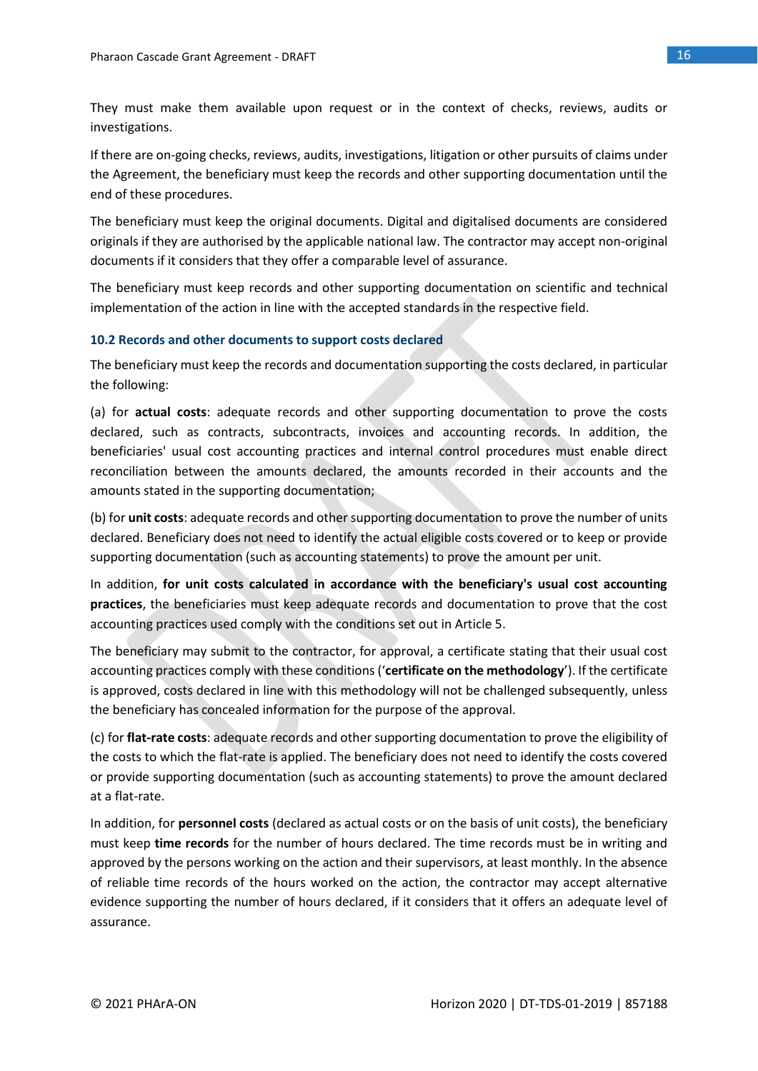They must make them available upon request or in the context of checks, reviews, audits or investigations.

If there are on-going checks, reviews, audits, investigations, litigation or other pursuits of claims under the Agreement, the beneficiary must keep the records and other supporting documentation until the end of these procedures.

The beneficiary must keep the original documents. Digital and digitalised documents are considered originals if they are authorised by the applicable national law. The contractor may accept non-original documents if it considers that they offer a comparable level of assurance.

The beneficiary must keep records and other supporting documentation on scientific and technical implementation of the action in line with the accepted standards in the respective field.

### 10.2 Records and other documents to support costs declared

The beneficiary must keep the records and documentation supporting the costs declared, in particular the following:

(a) for **actual costs**: adequate records and other supporting documentation to prove the costs declared, such as contracts, subcontracts, invoices and accounting records. In addition, the beneficiaries' usual cost accounting practices and internal control procedures must enable direct reconciliation between the amounts declared, the amounts recorded in their accounts and the amounts stated in the supporting documentation;

(b) for **unit costs**: adequate records and other supporting documentation to prove the number of units declared. Beneficiary does not need to identify the actual eligible costs covered or to keep or provide supporting documentation (such as accounting statements) to prove the amount per unit.

In addition, **for unit costs calculated in accordance with the beneficiary's usual cost accounting practices**, the beneficiaries must keep adequate records and documentation to prove that the cost accounting practices used comply with the conditions set out in Article 5.

The beneficiary may submit to the contractor, for approval, a certificate stating that their usual cost accounting practices comply with these conditions ('**certificate on the methodology**'). If the certificate is approved, costs declared in line with this methodology will not be challenged subsequently, unless the beneficiary has concealed information for the purpose of the approval.

(c) for **flat-rate costs**: adequate records and other supporting documentation to prove the eligibility of the costs to which the flat-rate is applied. The beneficiary does not need to identify the costs covered or provide supporting documentation (such as accounting statements) to prove the amount declared at a flat-rate.

In addition, for **personnel costs** (declared as actual costs or on the basis of unit costs), the beneficiary must keep **time records** for the number of hours declared. The time records must be in writing and approved by the persons working on the action and their supervisors, at least monthly. In the absence of reliable time records of the hours worked on the action, the contractor may accept alternative evidence supporting the number of hours declared, if it considers that it offers an adequate level of assurance.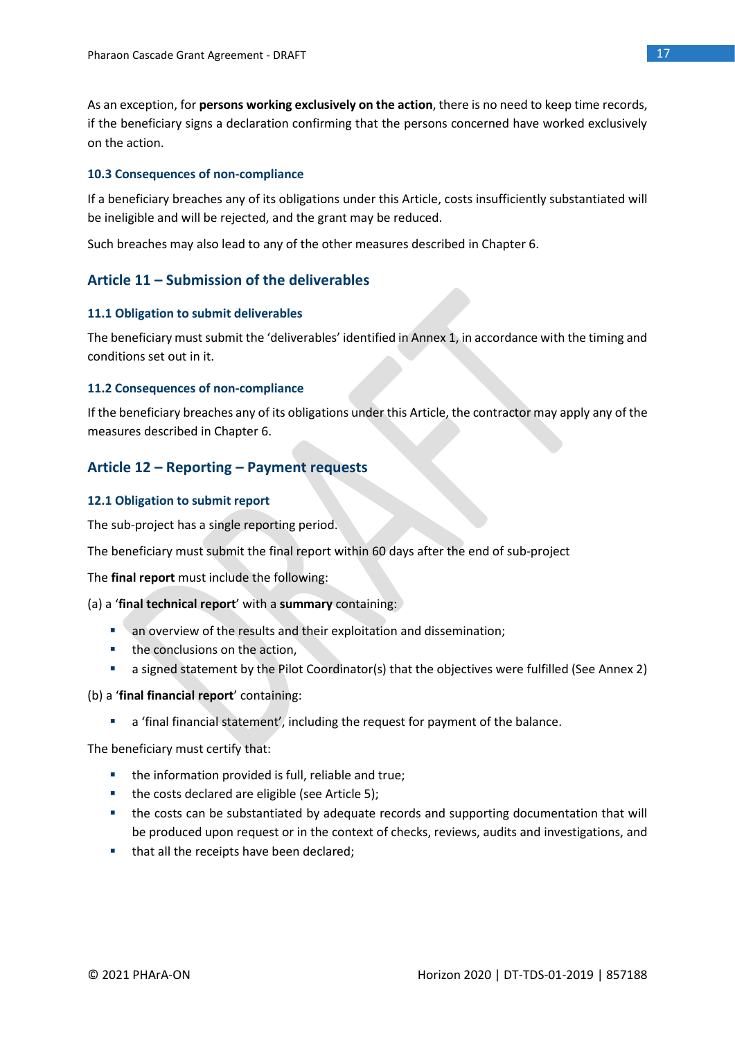As an exception, for **persons working exclusively on the action**, there is no need to keep time records, if the beneficiary signs a declaration confirming that the persons concerned have worked exclusively on the action.

### 10.3 Consequences of non-compliance

If a beneficiary breaches any of its obligations under this Article, costs insufficiently substantiated will be ineligible and will be rejected, and the grant may be reduced.

Such breaches may also lead to any of the other measures described in Chapter 6.

## Article 11 – Submission of the deliverables

### 11.1 Obligation to submit deliverables

The beneficiary must submit the 'deliverables' identified in Annex 1, in accordance with the timing and conditions set out in it.

### 11.2 Consequences of non-compliance

If the beneficiary breaches any of its obligations under this Article, the contractor may apply any of the measures described in Chapter 6.

## Article 12 – Reporting – Payment requests

### 12.1 Obligation to submit report

The sub-project has a single reporting period.

The beneficiary must submit the final report within 60 days after the end of sub-project

The **final report** must include the following:

(a) a '**final technical report**' with a **summary** containing:

- an overview of the results and their exploitation and dissemination;
- the conclusions on the action,
- a signed statement by the Pilot Coordinator(s) that the objectives were fulfilled (See Annex 2)

(b) a '**final financial report**' containing:

- a 'final financial statement', including the request for payment of the balance.

The beneficiary must certify that:

- the information provided is full, reliable and true;
- the costs declared are eligible (see Article 5);
- the costs can be substantiated by adequate records and supporting documentation that will be produced upon request or in the context of checks, reviews, audits and investigations, and
- that all the receipts have been declared;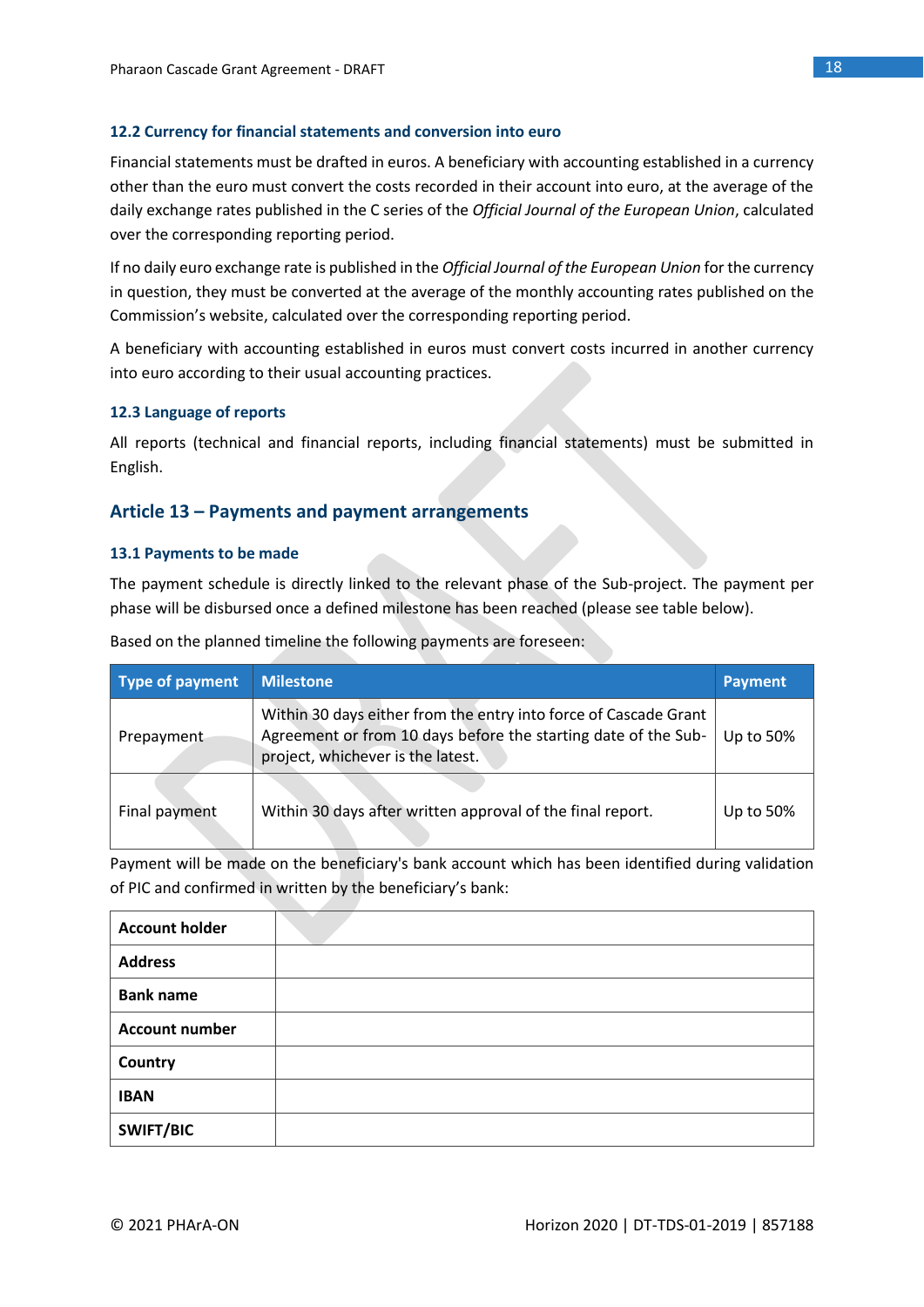### 12.2 Currency for financial statements and conversion into euro

Financial statements must be drafted in euros. A beneficiary with accounting established in a currency other than the euro must convert the costs recorded in their account into euro, at the average of the daily exchange rates published in the C series of the *Official Journal of the European Union*, calculated over the corresponding reporting period.

If no daily euro exchange rate is published in the *Official Journal of the European Union* for the currency in question, they must be converted at the average of the monthly accounting rates published on the Commission's website, calculated over the corresponding reporting period.

A beneficiary with accounting established in euros must convert costs incurred in another currency into euro according to their usual accounting practices.

### 12.3 Language of reports

All reports (technical and financial reports, including financial statements) must be submitted in English.

## Article 13 – Payments and payment arrangements

### 13.1 Payments to be made

The payment schedule is directly linked to the relevant phase of the Sub-project. The payment per phase will be disbursed once a defined milestone has been reached (please see table below).

Based on the planned timeline the following payments are foreseen:

| Type of payment | Milestone | Payment |
|---|---|---|
| Prepayment | Within 30 days either from the entry into force of Cascade Grant Agreement or from 10 days before the starting date of the Sub-project, whichever is the latest. | Up to 50% |
| Final payment | Within 30 days after written approval of the final report. | Up to 50% |

Payment will be made on the beneficiary's bank account which has been identified during validation of PIC and confirmed in written by the beneficiary's bank:

| | |
|---|---|
| **Account holder** | |
| **Address** | |
| **Bank name** | |
| **Account number** | |
| **Country** | |
| **IBAN** | |
| **SWIFT/BIC** | |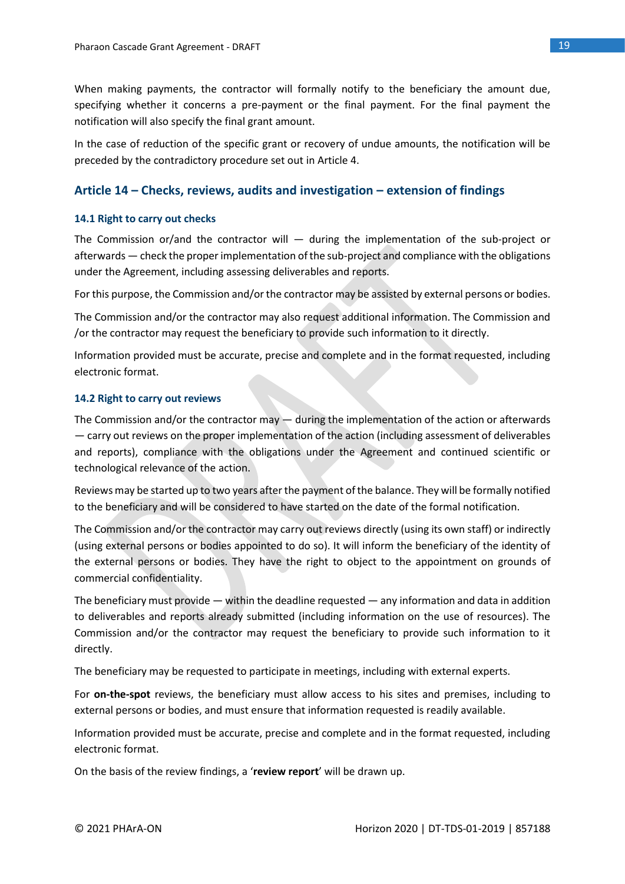When making payments, the contractor will formally notify to the beneficiary the amount due, specifying whether it concerns a pre-payment or the final payment. For the final payment the notification will also specify the final grant amount.

In the case of reduction of the specific grant or recovery of undue amounts, the notification will be preceded by the contradictory procedure set out in Article 4.

## Article 14 – Checks, reviews, audits and investigation – extension of findings

### 14.1 Right to carry out checks

The Commission or/and the contractor will — during the implementation of the sub-project or afterwards — check the proper implementation of the sub-project and compliance with the obligations under the Agreement, including assessing deliverables and reports.

For this purpose, the Commission and/or the contractor may be assisted by external persons or bodies.

The Commission and/or the contractor may also request additional information. The Commission and /or the contractor may request the beneficiary to provide such information to it directly.

Information provided must be accurate, precise and complete and in the format requested, including electronic format.

### 14.2 Right to carry out reviews

The Commission and/or the contractor may — during the implementation of the action or afterwards — carry out reviews on the proper implementation of the action (including assessment of deliverables and reports), compliance with the obligations under the Agreement and continued scientific or technological relevance of the action.

Reviews may be started up to two years after the payment of the balance. They will be formally notified to the beneficiary and will be considered to have started on the date of the formal notification.

The Commission and/or the contractor may carry out reviews directly (using its own staff) or indirectly (using external persons or bodies appointed to do so). It will inform the beneficiary of the identity of the external persons or bodies. They have the right to object to the appointment on grounds of commercial confidentiality.

The beneficiary must provide — within the deadline requested — any information and data in addition to deliverables and reports already submitted (including information on the use of resources). The Commission and/or the contractor may request the beneficiary to provide such information to it directly.

The beneficiary may be requested to participate in meetings, including with external experts.

For **on-the-spot** reviews, the beneficiary must allow access to his sites and premises, including to external persons or bodies, and must ensure that information requested is readily available.

Information provided must be accurate, precise and complete and in the format requested, including electronic format.

On the basis of the review findings, a '**review report**' will be drawn up.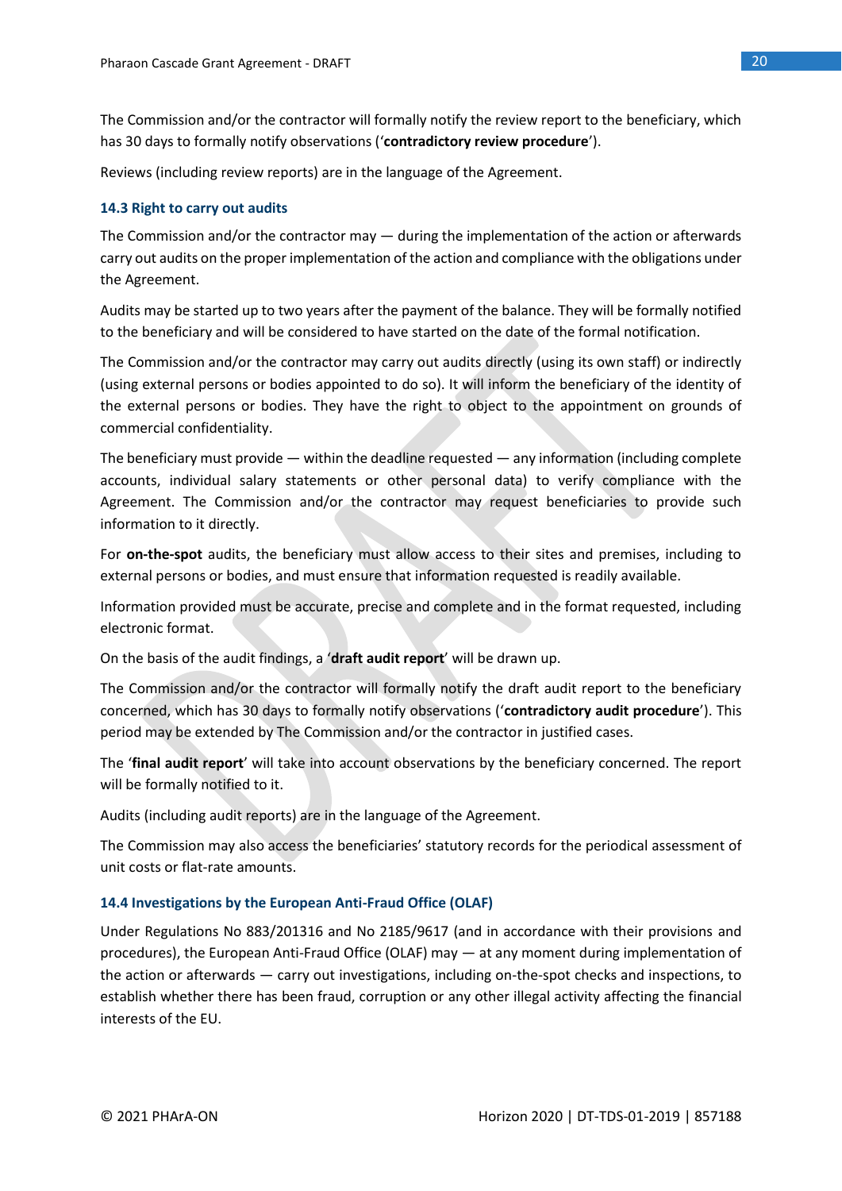The Commission and/or the contractor will formally notify the review report to the beneficiary, which has 30 days to formally notify observations ('**contradictory review procedure**').

Reviews (including review reports) are in the language of the Agreement.

### 14.3 Right to carry out audits

The Commission and/or the contractor may — during the implementation of the action or afterwards carry out audits on the proper implementation of the action and compliance with the obligations under the Agreement.

Audits may be started up to two years after the payment of the balance. They will be formally notified to the beneficiary and will be considered to have started on the date of the formal notification.

The Commission and/or the contractor may carry out audits directly (using its own staff) or indirectly (using external persons or bodies appointed to do so). It will inform the beneficiary of the identity of the external persons or bodies. They have the right to object to the appointment on grounds of commercial confidentiality.

The beneficiary must provide — within the deadline requested — any information (including complete accounts, individual salary statements or other personal data) to verify compliance with the Agreement. The Commission and/or the contractor may request beneficiaries to provide such information to it directly.

For **on-the-spot** audits, the beneficiary must allow access to their sites and premises, including to external persons or bodies, and must ensure that information requested is readily available.

Information provided must be accurate, precise and complete and in the format requested, including electronic format.

On the basis of the audit findings, a '**draft audit report**' will be drawn up.

The Commission and/or the contractor will formally notify the draft audit report to the beneficiary concerned, which has 30 days to formally notify observations ('**contradictory audit procedure**'). This period may be extended by The Commission and/or the contractor in justified cases.

The '**final audit report**' will take into account observations by the beneficiary concerned. The report will be formally notified to it.

Audits (including audit reports) are in the language of the Agreement.

The Commission may also access the beneficiaries' statutory records for the periodical assessment of unit costs or flat-rate amounts.

### 14.4 Investigations by the European Anti-Fraud Office (OLAF)

Under Regulations No 883/201316 and No 2185/9617 (and in accordance with their provisions and procedures), the European Anti-Fraud Office (OLAF) may — at any moment during implementation of the action or afterwards — carry out investigations, including on-the-spot checks and inspections, to establish whether there has been fraud, corruption or any other illegal activity affecting the financial interests of the EU.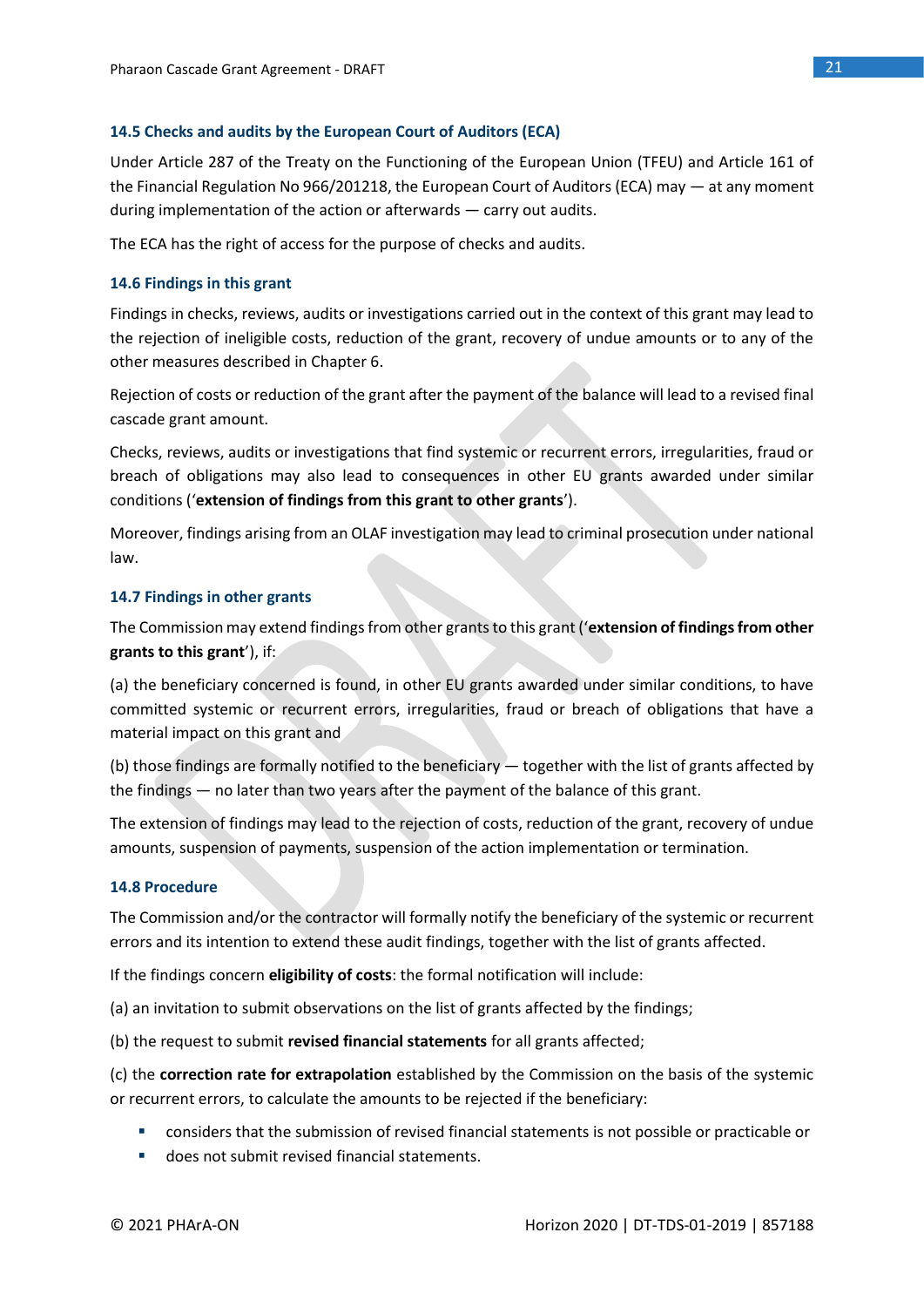### 14.5 Checks and audits by the European Court of Auditors (ECA)

Under Article 287 of the Treaty on the Functioning of the European Union (TFEU) and Article 161 of the Financial Regulation No 966/201218, the European Court of Auditors (ECA) may — at any moment during implementation of the action or afterwards — carry out audits.

The ECA has the right of access for the purpose of checks and audits.

### 14.6 Findings in this grant

Findings in checks, reviews, audits or investigations carried out in the context of this grant may lead to the rejection of ineligible costs, reduction of the grant, recovery of undue amounts or to any of the other measures described in Chapter 6.

Rejection of costs or reduction of the grant after the payment of the balance will lead to a revised final cascade grant amount.

Checks, reviews, audits or investigations that find systemic or recurrent errors, irregularities, fraud or breach of obligations may also lead to consequences in other EU grants awarded under similar conditions ('**extension of findings from this grant to other grants**').

Moreover, findings arising from an OLAF investigation may lead to criminal prosecution under national law.

### 14.7 Findings in other grants

The Commission may extend findings from other grants to this grant ('**extension of findings from other grants to this grant**'), if:

(a) the beneficiary concerned is found, in other EU grants awarded under similar conditions, to have committed systemic or recurrent errors, irregularities, fraud or breach of obligations that have a material impact on this grant and

(b) those findings are formally notified to the beneficiary — together with the list of grants affected by the findings — no later than two years after the payment of the balance of this grant.

The extension of findings may lead to the rejection of costs, reduction of the grant, recovery of undue amounts, suspension of payments, suspension of the action implementation or termination.

### 14.8 Procedure

The Commission and/or the contractor will formally notify the beneficiary of the systemic or recurrent errors and its intention to extend these audit findings, together with the list of grants affected.

If the findings concern **eligibility of costs**: the formal notification will include:

(a) an invitation to submit observations on the list of grants affected by the findings;

(b) the request to submit **revised financial statements** for all grants affected;

(c) the **correction rate for extrapolation** established by the Commission on the basis of the systemic or recurrent errors, to calculate the amounts to be rejected if the beneficiary:

- considers that the submission of revised financial statements is not possible or practicable or
- does not submit revised financial statements.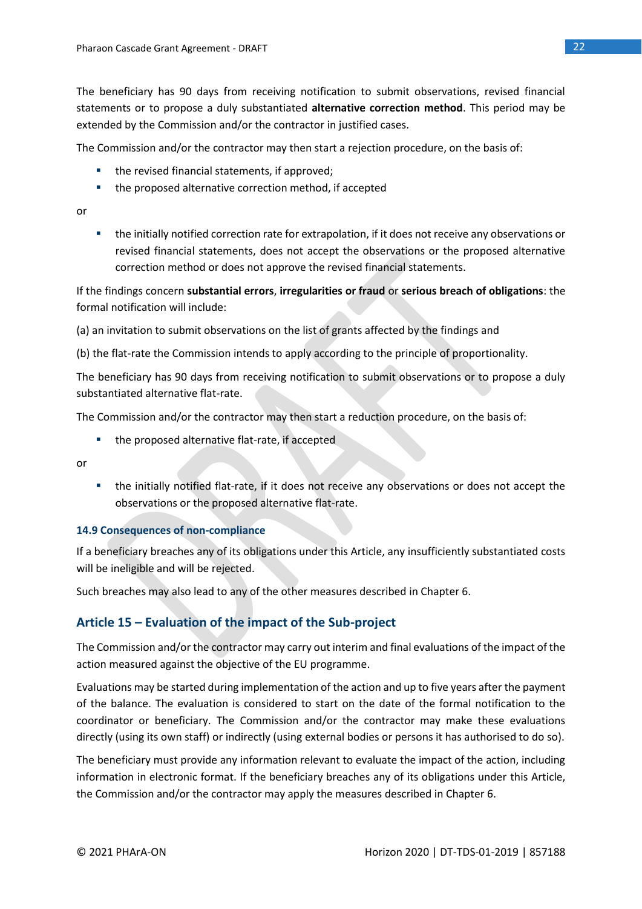The beneficiary has 90 days from receiving notification to submit observations, revised financial statements or to propose a duly substantiated **alternative correction method**. This period may be extended by the Commission and/or the contractor in justified cases.

The Commission and/or the contractor may then start a rejection procedure, on the basis of:

- the revised financial statements, if approved;
- the proposed alternative correction method, if accepted

or

- the initially notified correction rate for extrapolation, if it does not receive any observations or revised financial statements, does not accept the observations or the proposed alternative correction method or does not approve the revised financial statements.

If the findings concern **substantial errors**, **irregularities or fraud** or **serious breach of obligations**: the formal notification will include:

(a) an invitation to submit observations on the list of grants affected by the findings and

(b) the flat-rate the Commission intends to apply according to the principle of proportionality.

The beneficiary has 90 days from receiving notification to submit observations or to propose a duly substantiated alternative flat-rate.

The Commission and/or the contractor may then start a reduction procedure, on the basis of:

- the proposed alternative flat-rate, if accepted

or

- the initially notified flat-rate, if it does not receive any observations or does not accept the observations or the proposed alternative flat-rate.

### 14.9 Consequences of non-compliance

If a beneficiary breaches any of its obligations under this Article, any insufficiently substantiated costs will be ineligible and will be rejected.

Such breaches may also lead to any of the other measures described in Chapter 6.

## Article 15 – Evaluation of the impact of the Sub-project

The Commission and/or the contractor may carry out interim and final evaluations of the impact of the action measured against the objective of the EU programme.

Evaluations may be started during implementation of the action and up to five years after the payment of the balance. The evaluation is considered to start on the date of the formal notification to the coordinator or beneficiary. The Commission and/or the contractor may make these evaluations directly (using its own staff) or indirectly (using external bodies or persons it has authorised to do so).

The beneficiary must provide any information relevant to evaluate the impact of the action, including information in electronic format. If the beneficiary breaches any of its obligations under this Article, the Commission and/or the contractor may apply the measures described in Chapter 6.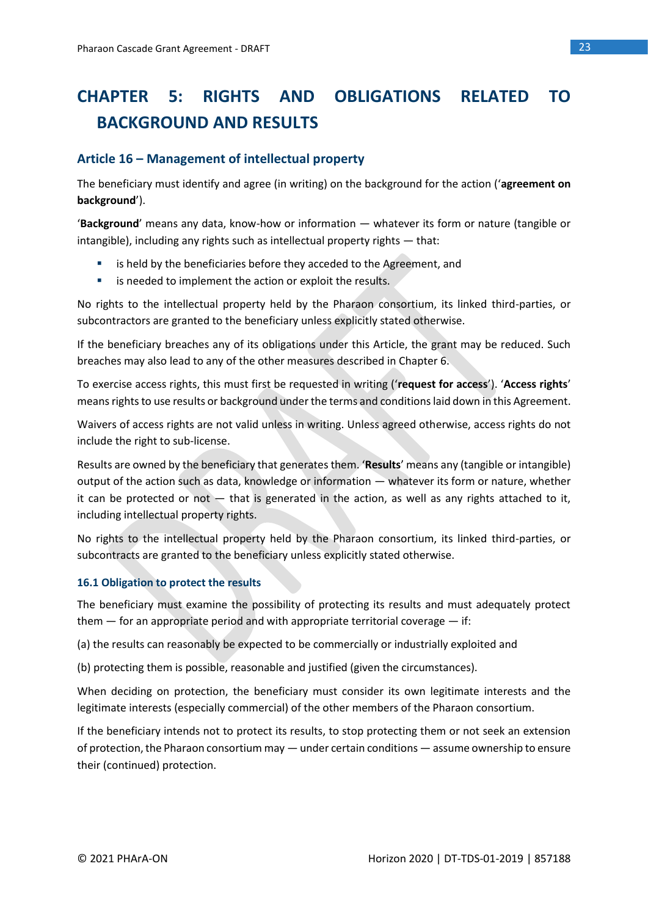# CHAPTER 5: RIGHTS AND OBLIGATIONS RELATED TO BACKGROUND AND RESULTS

## Article 16 – Management of intellectual property

The beneficiary must identify and agree (in writing) on the background for the action (‘**agreement on background**’).

‘**Background**’ means any data, know-how or information — whatever its form or nature (tangible or intangible), including any rights such as intellectual property rights — that:

- is held by the beneficiaries before they acceded to the Agreement, and
- is needed to implement the action or exploit the results.

No rights to the intellectual property held by the Pharaon consortium, its linked third-parties, or subcontractors are granted to the beneficiary unless explicitly stated otherwise.

If the beneficiary breaches any of its obligations under this Article, the grant may be reduced. Such breaches may also lead to any of the other measures described in Chapter 6.

To exercise access rights, this must first be requested in writing (‘**request for access**’). ‘**Access rights**’ means rights to use results or background under the terms and conditions laid down in this Agreement.

Waivers of access rights are not valid unless in writing. Unless agreed otherwise, access rights do not include the right to sub-license.

Results are owned by the beneficiary that generates them. ‘**Results**’ means any (tangible or intangible) output of the action such as data, knowledge or information — whatever its form or nature, whether it can be protected or not — that is generated in the action, as well as any rights attached to it, including intellectual property rights.

No rights to the intellectual property held by the Pharaon consortium, its linked third-parties, or subcontracts are granted to the beneficiary unless explicitly stated otherwise.

### 16.1 Obligation to protect the results

The beneficiary must examine the possibility of protecting its results and must adequately protect them — for an appropriate period and with appropriate territorial coverage — if:

(a) the results can reasonably be expected to be commercially or industrially exploited and

(b) protecting them is possible, reasonable and justified (given the circumstances).

When deciding on protection, the beneficiary must consider its own legitimate interests and the legitimate interests (especially commercial) of the other members of the Pharaon consortium.

If the beneficiary intends not to protect its results, to stop protecting them or not seek an extension of protection, the Pharaon consortium may — under certain conditions — assume ownership to ensure their (continued) protection.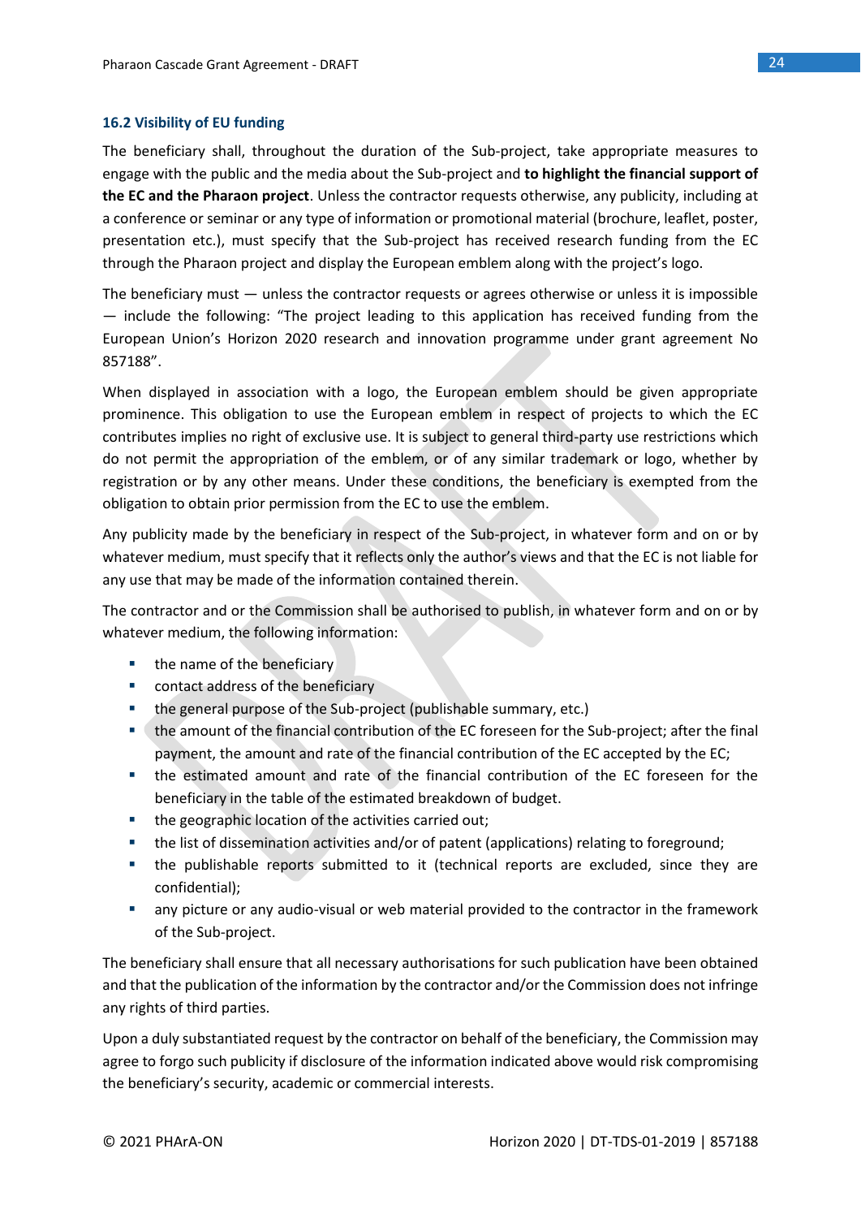### 16.2 Visibility of EU funding

The beneficiary shall, throughout the duration of the Sub-project, take appropriate measures to engage with the public and the media about the Sub-project and **to highlight the financial support of the EC and the Pharaon project**. Unless the contractor requests otherwise, any publicity, including at a conference or seminar or any type of information or promotional material (brochure, leaflet, poster, presentation etc.), must specify that the Sub-project has received research funding from the EC through the Pharaon project and display the European emblem along with the project's logo.

The beneficiary must — unless the contractor requests or agrees otherwise or unless it is impossible — include the following: "The project leading to this application has received funding from the European Union's Horizon 2020 research and innovation programme under grant agreement No 857188".

When displayed in association with a logo, the European emblem should be given appropriate prominence. This obligation to use the European emblem in respect of projects to which the EC contributes implies no right of exclusive use. It is subject to general third-party use restrictions which do not permit the appropriation of the emblem, or of any similar trademark or logo, whether by registration or by any other means. Under these conditions, the beneficiary is exempted from the obligation to obtain prior permission from the EC to use the emblem.

Any publicity made by the beneficiary in respect of the Sub-project, in whatever form and on or by whatever medium, must specify that it reflects only the author's views and that the EC is not liable for any use that may be made of the information contained therein.

The contractor and or the Commission shall be authorised to publish, in whatever form and on or by whatever medium, the following information:

- the name of the beneficiary
- contact address of the beneficiary
- the general purpose of the Sub-project (publishable summary, etc.)
- the amount of the financial contribution of the EC foreseen for the Sub-project; after the final payment, the amount and rate of the financial contribution of the EC accepted by the EC;
- the estimated amount and rate of the financial contribution of the EC foreseen for the beneficiary in the table of the estimated breakdown of budget.
- the geographic location of the activities carried out;
- the list of dissemination activities and/or of patent (applications) relating to foreground;
- the publishable reports submitted to it (technical reports are excluded, since they are confidential);
- any picture or any audio-visual or web material provided to the contractor in the framework of the Sub-project.

The beneficiary shall ensure that all necessary authorisations for such publication have been obtained and that the publication of the information by the contractor and/or the Commission does not infringe any rights of third parties.

Upon a duly substantiated request by the contractor on behalf of the beneficiary, the Commission may agree to forgo such publicity if disclosure of the information indicated above would risk compromising the beneficiary's security, academic or commercial interests.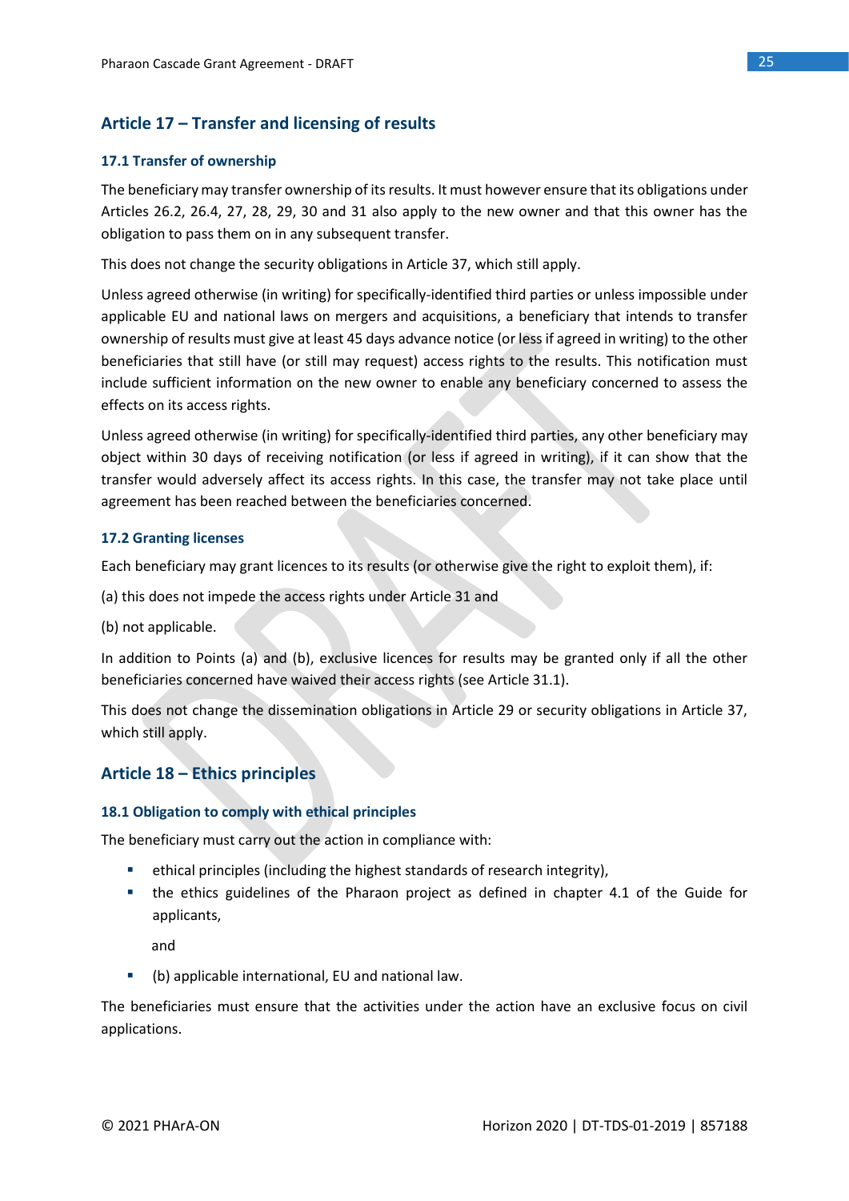## Article 17 – Transfer and licensing of results

### 17.1 Transfer of ownership

The beneficiary may transfer ownership of its results. It must however ensure that its obligations under Articles 26.2, 26.4, 27, 28, 29, 30 and 31 also apply to the new owner and that this owner has the obligation to pass them on in any subsequent transfer.

This does not change the security obligations in Article 37, which still apply.

Unless agreed otherwise (in writing) for specifically-identified third parties or unless impossible under applicable EU and national laws on mergers and acquisitions, a beneficiary that intends to transfer ownership of results must give at least 45 days advance notice (or less if agreed in writing) to the other beneficiaries that still have (or still may request) access rights to the results. This notification must include sufficient information on the new owner to enable any beneficiary concerned to assess the effects on its access rights.

Unless agreed otherwise (in writing) for specifically-identified third parties, any other beneficiary may object within 30 days of receiving notification (or less if agreed in writing), if it can show that the transfer would adversely affect its access rights. In this case, the transfer may not take place until agreement has been reached between the beneficiaries concerned.

### 17.2 Granting licenses

Each beneficiary may grant licences to its results (or otherwise give the right to exploit them), if:

(a) this does not impede the access rights under Article 31 and

(b) not applicable.

In addition to Points (a) and (b), exclusive licences for results may be granted only if all the other beneficiaries concerned have waived their access rights (see Article 31.1).

This does not change the dissemination obligations in Article 29 or security obligations in Article 37, which still apply.

## Article 18 – Ethics principles

### 18.1 Obligation to comply with ethical principles

The beneficiary must carry out the action in compliance with:

- ethical principles (including the highest standards of research integrity),
- the ethics guidelines of the Pharaon project as defined in chapter 4.1 of the Guide for applicants,

  and

- (b) applicable international, EU and national law.

The beneficiaries must ensure that the activities under the action have an exclusive focus on civil applications.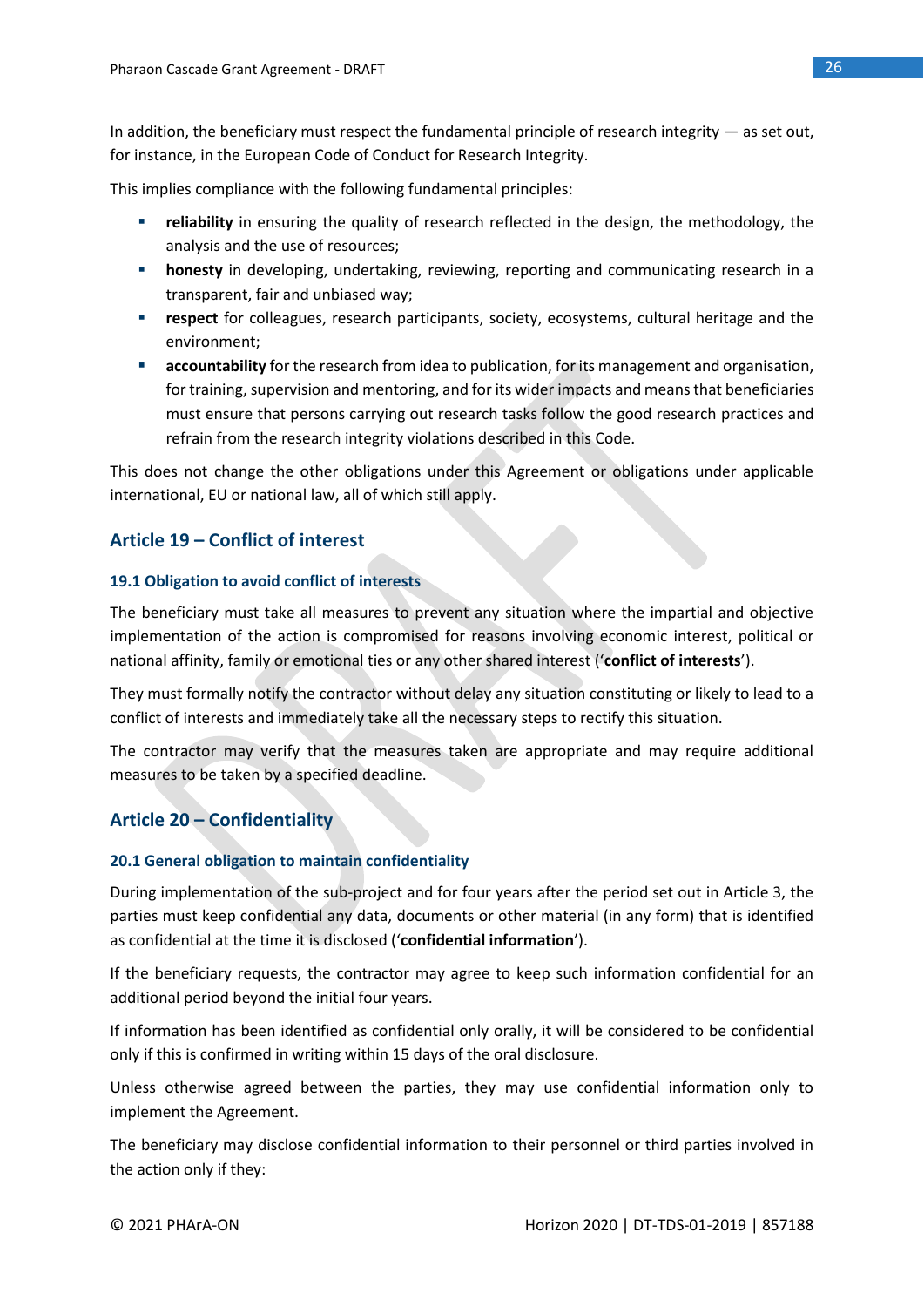In addition, the beneficiary must respect the fundamental principle of research integrity — as set out, for instance, in the European Code of Conduct for Research Integrity.

This implies compliance with the following fundamental principles:

- **reliability** in ensuring the quality of research reflected in the design, the methodology, the analysis and the use of resources;
- **honesty** in developing, undertaking, reviewing, reporting and communicating research in a transparent, fair and unbiased way;
- **respect** for colleagues, research participants, society, ecosystems, cultural heritage and the environment;
- **accountability** for the research from idea to publication, for its management and organisation, for training, supervision and mentoring, and for its wider impacts and means that beneficiaries must ensure that persons carrying out research tasks follow the good research practices and refrain from the research integrity violations described in this Code.

This does not change the other obligations under this Agreement or obligations under applicable international, EU or national law, all of which still apply.

## Article 19 – Conflict of interest

### 19.1 Obligation to avoid conflict of interests

The beneficiary must take all measures to prevent any situation where the impartial and objective implementation of the action is compromised for reasons involving economic interest, political or national affinity, family or emotional ties or any other shared interest ('**conflict of interests**').

They must formally notify the contractor without delay any situation constituting or likely to lead to a conflict of interests and immediately take all the necessary steps to rectify this situation.

The contractor may verify that the measures taken are appropriate and may require additional measures to be taken by a specified deadline.

## Article 20 – Confidentiality

### 20.1 General obligation to maintain confidentiality

During implementation of the sub-project and for four years after the period set out in Article 3, the parties must keep confidential any data, documents or other material (in any form) that is identified as confidential at the time it is disclosed ('**confidential information**').

If the beneficiary requests, the contractor may agree to keep such information confidential for an additional period beyond the initial four years.

If information has been identified as confidential only orally, it will be considered to be confidential only if this is confirmed in writing within 15 days of the oral disclosure.

Unless otherwise agreed between the parties, they may use confidential information only to implement the Agreement.

The beneficiary may disclose confidential information to their personnel or third parties involved in the action only if they: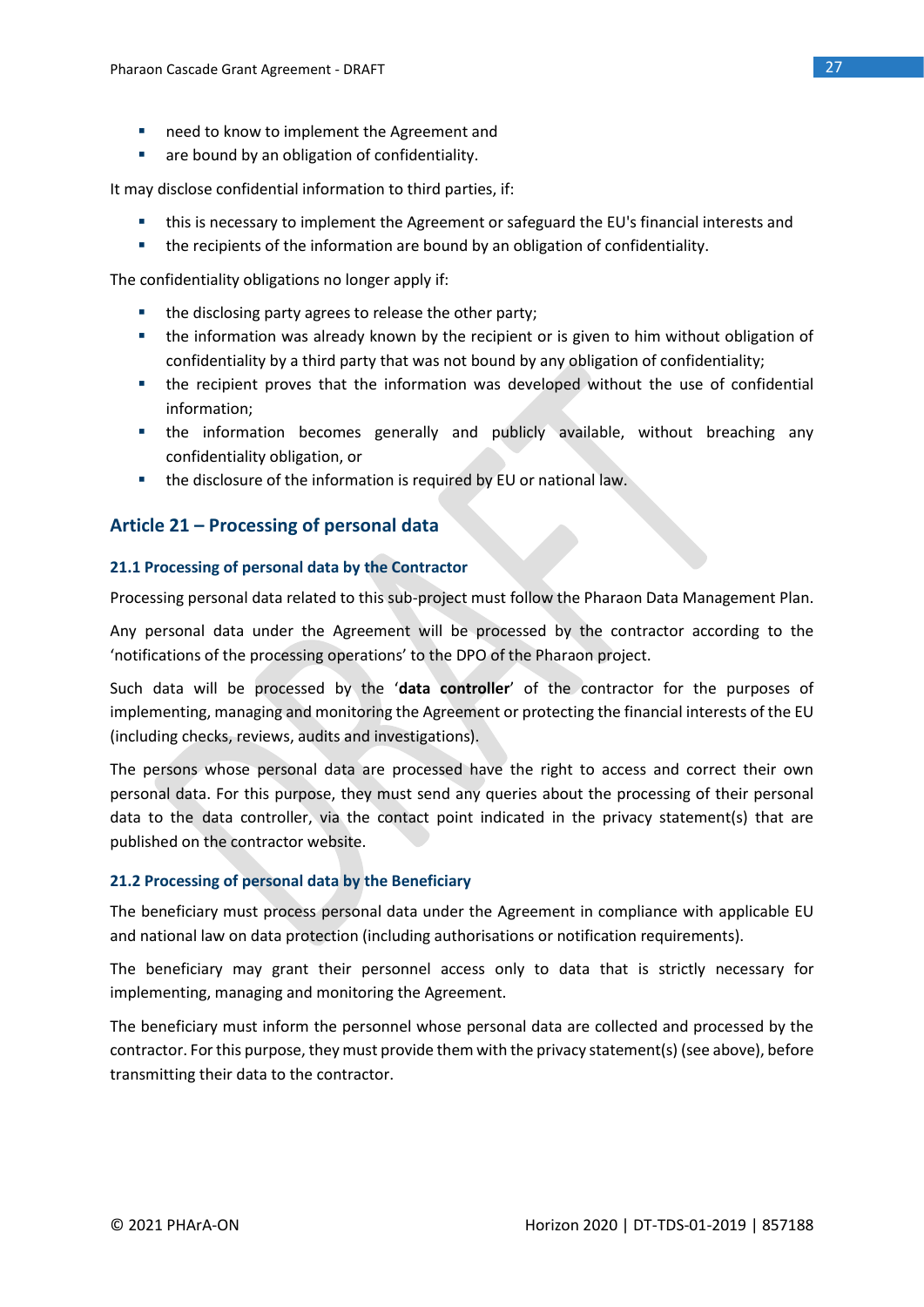- need to know to implement the Agreement and
- are bound by an obligation of confidentiality.

It may disclose confidential information to third parties, if:

- this is necessary to implement the Agreement or safeguard the EU's financial interests and
- the recipients of the information are bound by an obligation of confidentiality.

The confidentiality obligations no longer apply if:

- the disclosing party agrees to release the other party;
- the information was already known by the recipient or is given to him without obligation of confidentiality by a third party that was not bound by any obligation of confidentiality;
- the recipient proves that the information was developed without the use of confidential information;
- the information becomes generally and publicly available, without breaching any confidentiality obligation, or
- the disclosure of the information is required by EU or national law.

## Article 21 – Processing of personal data

### 21.1 Processing of personal data by the Contractor

Processing personal data related to this sub-project must follow the Pharaon Data Management Plan.

Any personal data under the Agreement will be processed by the contractor according to the 'notifications of the processing operations' to the DPO of the Pharaon project.

Such data will be processed by the '**data controller**' of the contractor for the purposes of implementing, managing and monitoring the Agreement or protecting the financial interests of the EU (including checks, reviews, audits and investigations).

The persons whose personal data are processed have the right to access and correct their own personal data. For this purpose, they must send any queries about the processing of their personal data to the data controller, via the contact point indicated in the privacy statement(s) that are published on the contractor website.

### 21.2 Processing of personal data by the Beneficiary

The beneficiary must process personal data under the Agreement in compliance with applicable EU and national law on data protection (including authorisations or notification requirements).

The beneficiary may grant their personnel access only to data that is strictly necessary for implementing, managing and monitoring the Agreement.

The beneficiary must inform the personnel whose personal data are collected and processed by the contractor. For this purpose, they must provide them with the privacy statement(s) (see above), before transmitting their data to the contractor.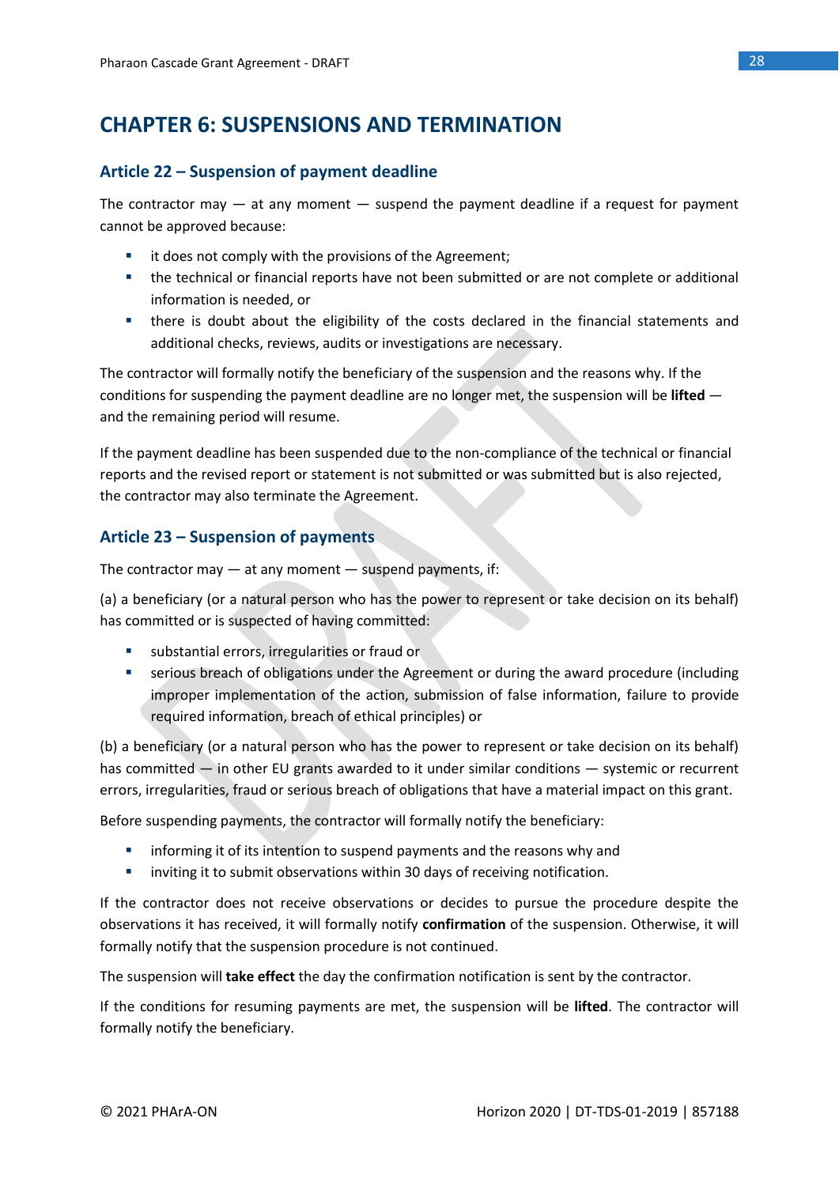# CHAPTER 6: SUSPENSIONS AND TERMINATION

## Article 22 – Suspension of payment deadline

The contractor may — at any moment — suspend the payment deadline if a request for payment cannot be approved because:

- it does not comply with the provisions of the Agreement;
- the technical or financial reports have not been submitted or are not complete or additional information is needed, or
- there is doubt about the eligibility of the costs declared in the financial statements and additional checks, reviews, audits or investigations are necessary.

The contractor will formally notify the beneficiary of the suspension and the reasons why. If the conditions for suspending the payment deadline are no longer met, the suspension will be **lifted** — and the remaining period will resume.

If the payment deadline has been suspended due to the non-compliance of the technical or financial reports and the revised report or statement is not submitted or was submitted but is also rejected, the contractor may also terminate the Agreement.

## Article 23 – Suspension of payments

The contractor may — at any moment — suspend payments, if:

(a) a beneficiary (or a natural person who has the power to represent or take decision on its behalf) has committed or is suspected of having committed:

- substantial errors, irregularities or fraud or
- serious breach of obligations under the Agreement or during the award procedure (including improper implementation of the action, submission of false information, failure to provide required information, breach of ethical principles) or

(b) a beneficiary (or a natural person who has the power to represent or take decision on its behalf) has committed — in other EU grants awarded to it under similar conditions — systemic or recurrent errors, irregularities, fraud or serious breach of obligations that have a material impact on this grant.

Before suspending payments, the contractor will formally notify the beneficiary:

- informing it of its intention to suspend payments and the reasons why and
- inviting it to submit observations within 30 days of receiving notification.

If the contractor does not receive observations or decides to pursue the procedure despite the observations it has received, it will formally notify **confirmation** of the suspension. Otherwise, it will formally notify that the suspension procedure is not continued.

The suspension will **take effect** the day the confirmation notification is sent by the contractor.

If the conditions for resuming payments are met, the suspension will be **lifted**. The contractor will formally notify the beneficiary.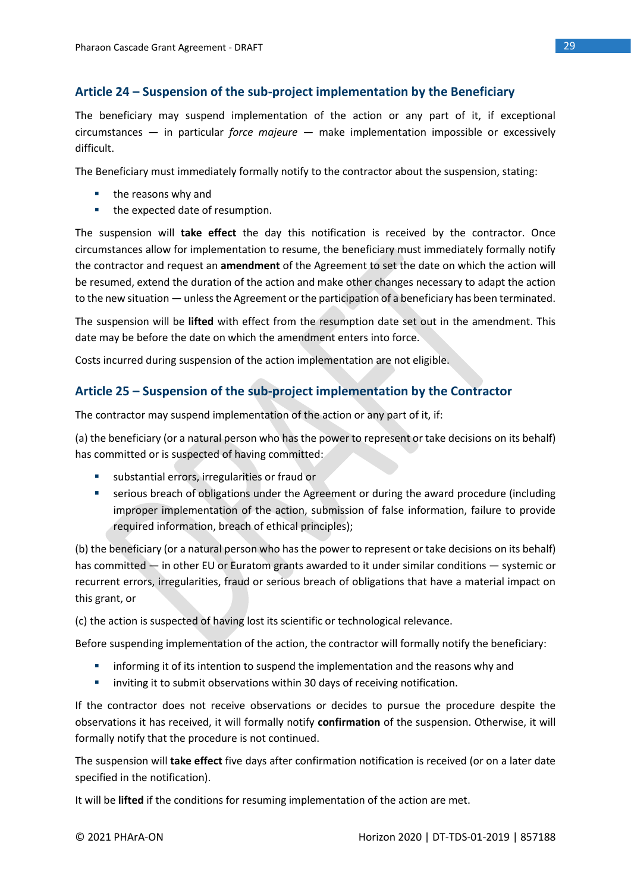## Article 24 – Suspension of the sub-project implementation by the Beneficiary

The beneficiary may suspend implementation of the action or any part of it, if exceptional circumstances — in particular *force majeure* — make implementation impossible or excessively difficult.

The Beneficiary must immediately formally notify to the contractor about the suspension, stating:

- the reasons why and
- the expected date of resumption.

The suspension will **take effect** the day this notification is received by the contractor. Once circumstances allow for implementation to resume, the beneficiary must immediately formally notify the contractor and request an **amendment** of the Agreement to set the date on which the action will be resumed, extend the duration of the action and make other changes necessary to adapt the action to the new situation — unless the Agreement or the participation of a beneficiary has been terminated.

The suspension will be **lifted** with effect from the resumption date set out in the amendment. This date may be before the date on which the amendment enters into force.

Costs incurred during suspension of the action implementation are not eligible.

## Article 25 – Suspension of the sub-project implementation by the Contractor

The contractor may suspend implementation of the action or any part of it, if:

(a) the beneficiary (or a natural person who has the power to represent or take decisions on its behalf) has committed or is suspected of having committed:

- substantial errors, irregularities or fraud or
- serious breach of obligations under the Agreement or during the award procedure (including improper implementation of the action, submission of false information, failure to provide required information, breach of ethical principles);

(b) the beneficiary (or a natural person who has the power to represent or take decisions on its behalf) has committed — in other EU or Euratom grants awarded to it under similar conditions — systemic or recurrent errors, irregularities, fraud or serious breach of obligations that have a material impact on this grant, or

(c) the action is suspected of having lost its scientific or technological relevance.

Before suspending implementation of the action, the contractor will formally notify the beneficiary:

- informing it of its intention to suspend the implementation and the reasons why and
- inviting it to submit observations within 30 days of receiving notification.

If the contractor does not receive observations or decides to pursue the procedure despite the observations it has received, it will formally notify **confirmation** of the suspension. Otherwise, it will formally notify that the procedure is not continued.

The suspension will **take effect** five days after confirmation notification is received (or on a later date specified in the notification).

It will be **lifted** if the conditions for resuming implementation of the action are met.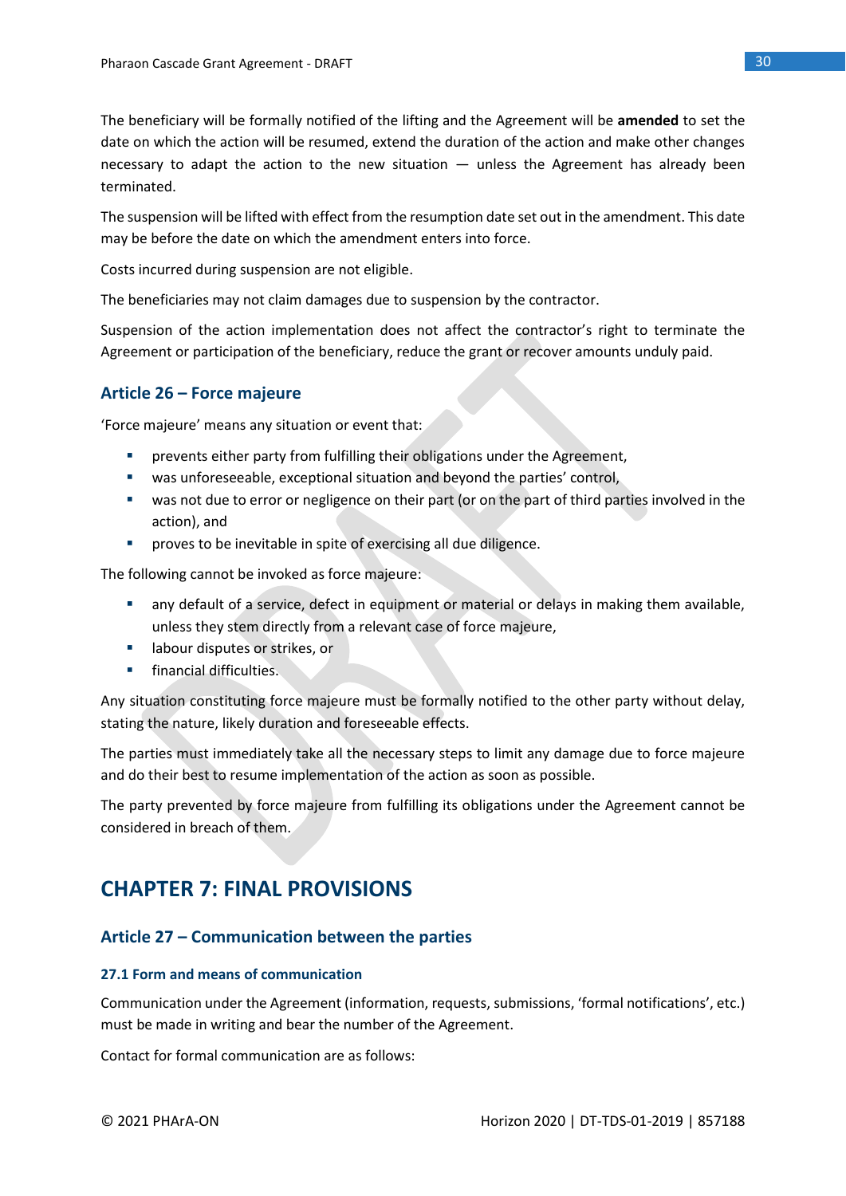The beneficiary will be formally notified of the lifting and the Agreement will be **amended** to set the date on which the action will be resumed, extend the duration of the action and make other changes necessary to adapt the action to the new situation — unless the Agreement has already been terminated.

The suspension will be lifted with effect from the resumption date set out in the amendment. This date may be before the date on which the amendment enters into force.

Costs incurred during suspension are not eligible.

The beneficiaries may not claim damages due to suspension by the contractor.

Suspension of the action implementation does not affect the contractor's right to terminate the Agreement or participation of the beneficiary, reduce the grant or recover amounts unduly paid.

## Article 26 – Force majeure

'Force majeure' means any situation or event that:

- prevents either party from fulfilling their obligations under the Agreement,
- was unforeseeable, exceptional situation and beyond the parties' control,
- was not due to error or negligence on their part (or on the part of third parties involved in the action), and
- proves to be inevitable in spite of exercising all due diligence.

The following cannot be invoked as force majeure:

- any default of a service, defect in equipment or material or delays in making them available, unless they stem directly from a relevant case of force majeure,
- labour disputes or strikes, or
- financial difficulties.

Any situation constituting force majeure must be formally notified to the other party without delay, stating the nature, likely duration and foreseeable effects.

The parties must immediately take all the necessary steps to limit any damage due to force majeure and do their best to resume implementation of the action as soon as possible.

The party prevented by force majeure from fulfilling its obligations under the Agreement cannot be considered in breach of them.

# CHAPTER 7: FINAL PROVISIONS

## Article 27 – Communication between the parties

### 27.1 Form and means of communication

Communication under the Agreement (information, requests, submissions, 'formal notifications', etc.) must be made in writing and bear the number of the Agreement.

Contact for formal communication are as follows: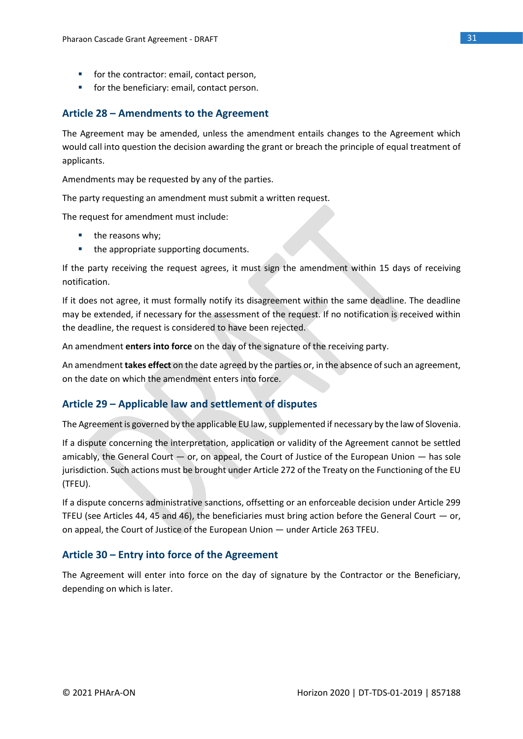- for the contractor: email, contact person,
- for the beneficiary: email, contact person.

## Article 28 – Amendments to the Agreement

The Agreement may be amended, unless the amendment entails changes to the Agreement which would call into question the decision awarding the grant or breach the principle of equal treatment of applicants.

Amendments may be requested by any of the parties.

The party requesting an amendment must submit a written request.

The request for amendment must include:

- the reasons why;
- the appropriate supporting documents.

If the party receiving the request agrees, it must sign the amendment within 15 days of receiving notification.

If it does not agree, it must formally notify its disagreement within the same deadline. The deadline may be extended, if necessary for the assessment of the request. If no notification is received within the deadline, the request is considered to have been rejected.

An amendment **enters into force** on the day of the signature of the receiving party.

An amendment **takes effect** on the date agreed by the parties or, in the absence of such an agreement, on the date on which the amendment enters into force.

## Article 29 – Applicable law and settlement of disputes

The Agreement is governed by the applicable EU law, supplemented if necessary by the law of Slovenia.

If a dispute concerning the interpretation, application or validity of the Agreement cannot be settled amicably, the General Court — or, on appeal, the Court of Justice of the European Union — has sole jurisdiction. Such actions must be brought under Article 272 of the Treaty on the Functioning of the EU (TFEU).

If a dispute concerns administrative sanctions, offsetting or an enforceable decision under Article 299 TFEU (see Articles 44, 45 and 46), the beneficiaries must bring action before the General Court — or, on appeal, the Court of Justice of the European Union — under Article 263 TFEU.

## Article 30 – Entry into force of the Agreement

The Agreement will enter into force on the day of signature by the Contractor or the Beneficiary, depending on which is later.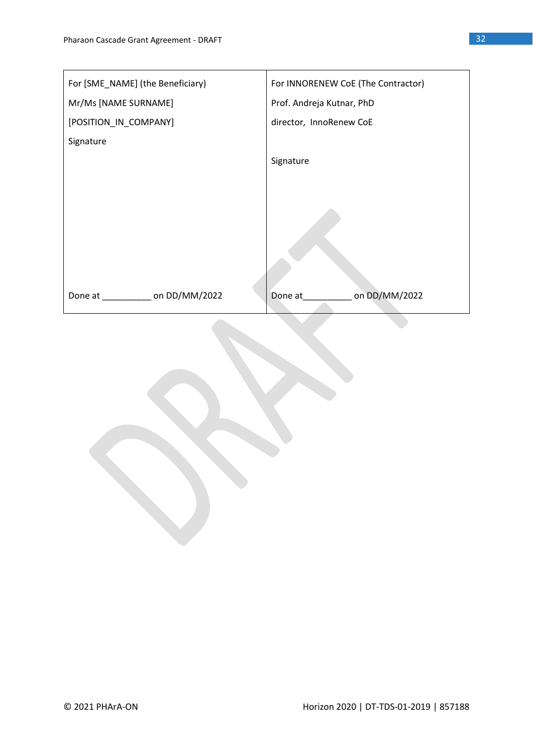| | |
|---|---|
| For [SME_NAME] (the Beneficiary)<br>Mr/Ms [NAME SURNAME]<br>[POSITION_IN_COMPANY]<br>Signature<br><br><br><br><br>Done at __________ on DD/MM/2022 | For INNORENEW CoE (The Contractor)<br>Prof. Andreja Kutnar, PhD<br>director,  InnoRenew CoE<br><br>Signature<br><br><br><br>Done at__________ on DD/MM/2022 |

© 2021 PHArA-ON

Horizon 2020 | DT-TDS-01-2019 | 857188